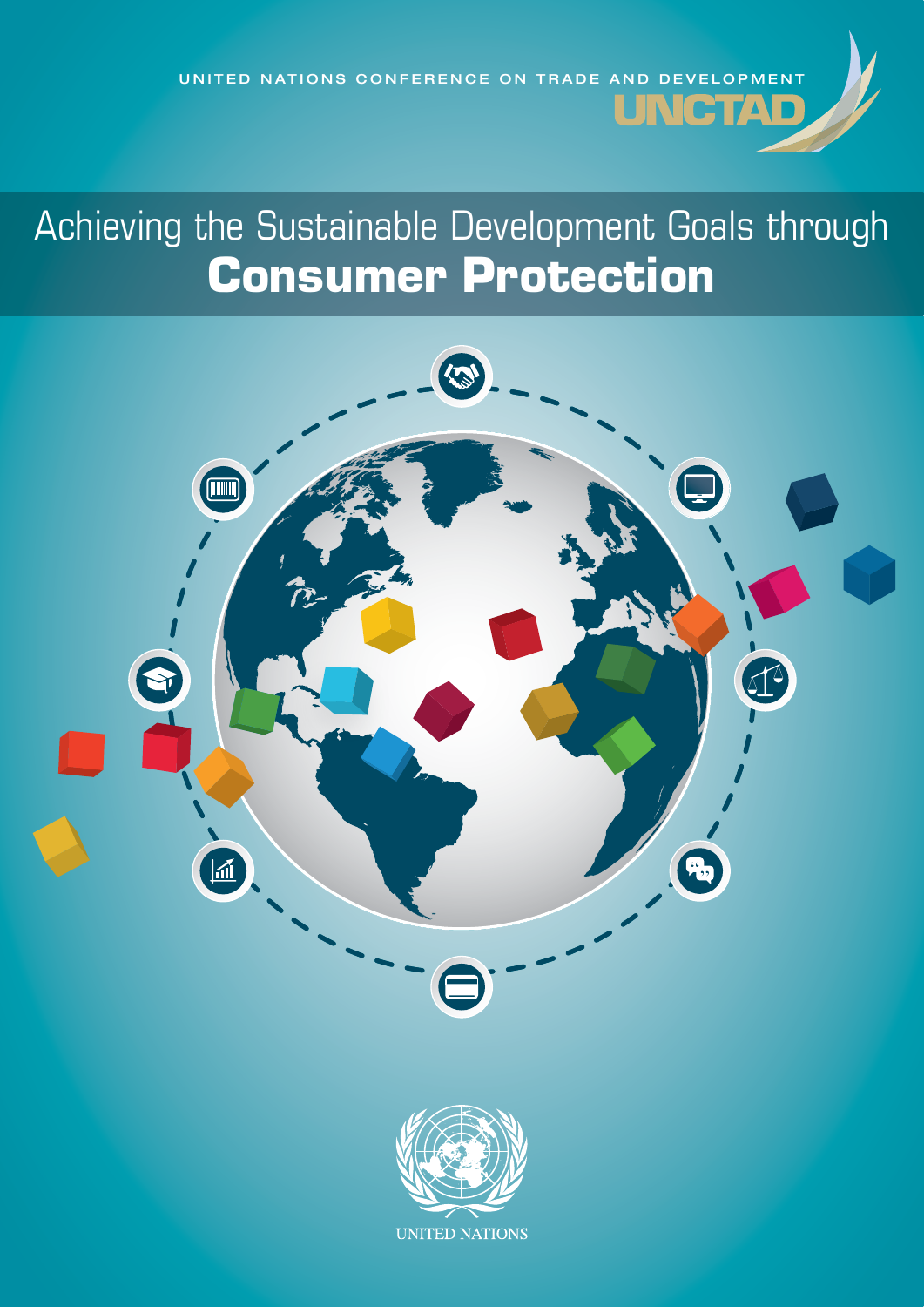UNITED NATIONS CONFERENCE ON TRADE AND DEVELOPMENT

UNCTAD

# Achieving the Sustainable Development Goals through **Consumer Protection**

UNITED NATIONS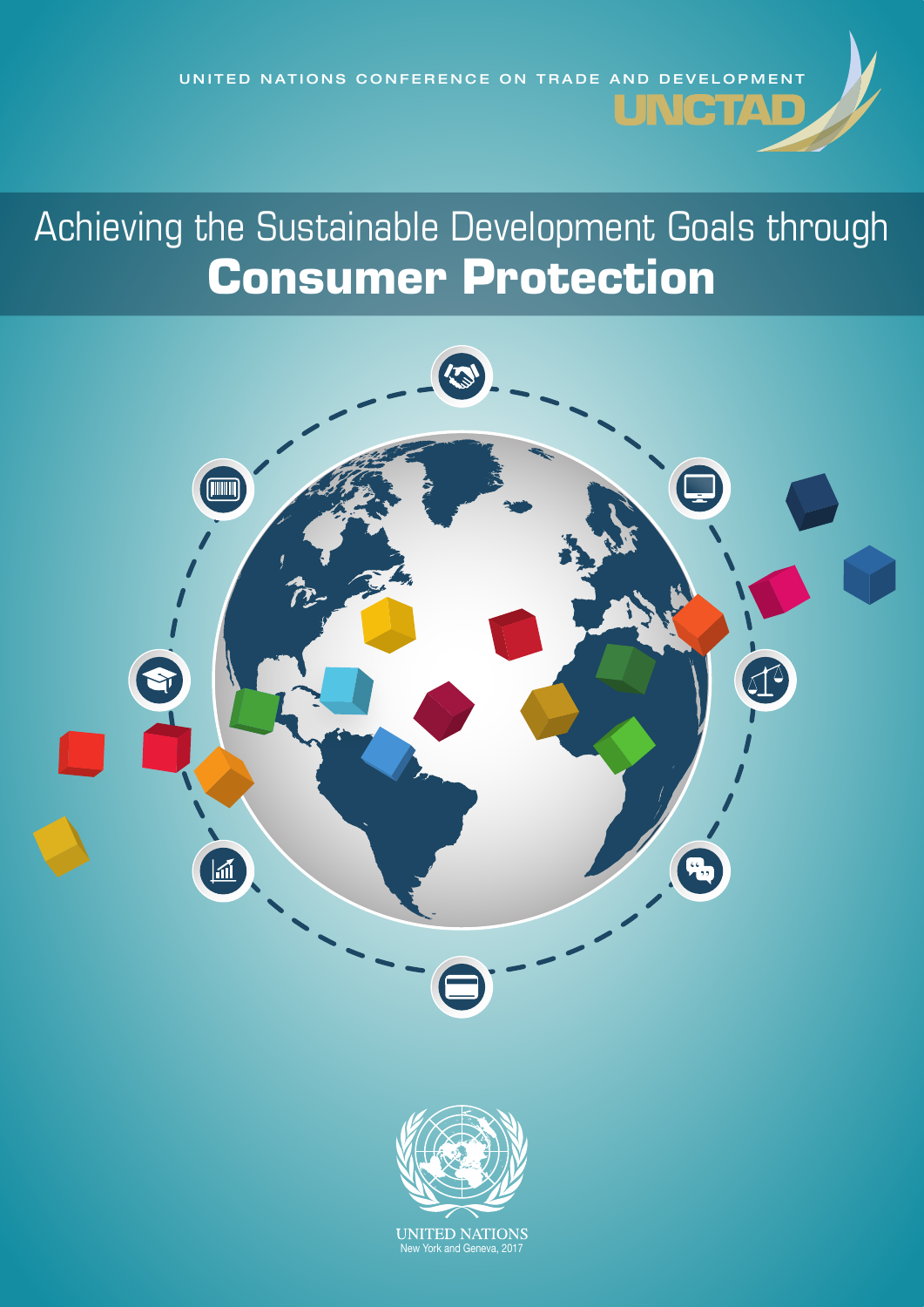UNITED NATIONS CONFERENCE ON TRADE AND DEVELOPMENT

UNCTAD

# Achieving the Sustainable Development Goals through **Consumer Protection**

UNITED NATIONS
New York and Geneva, 2017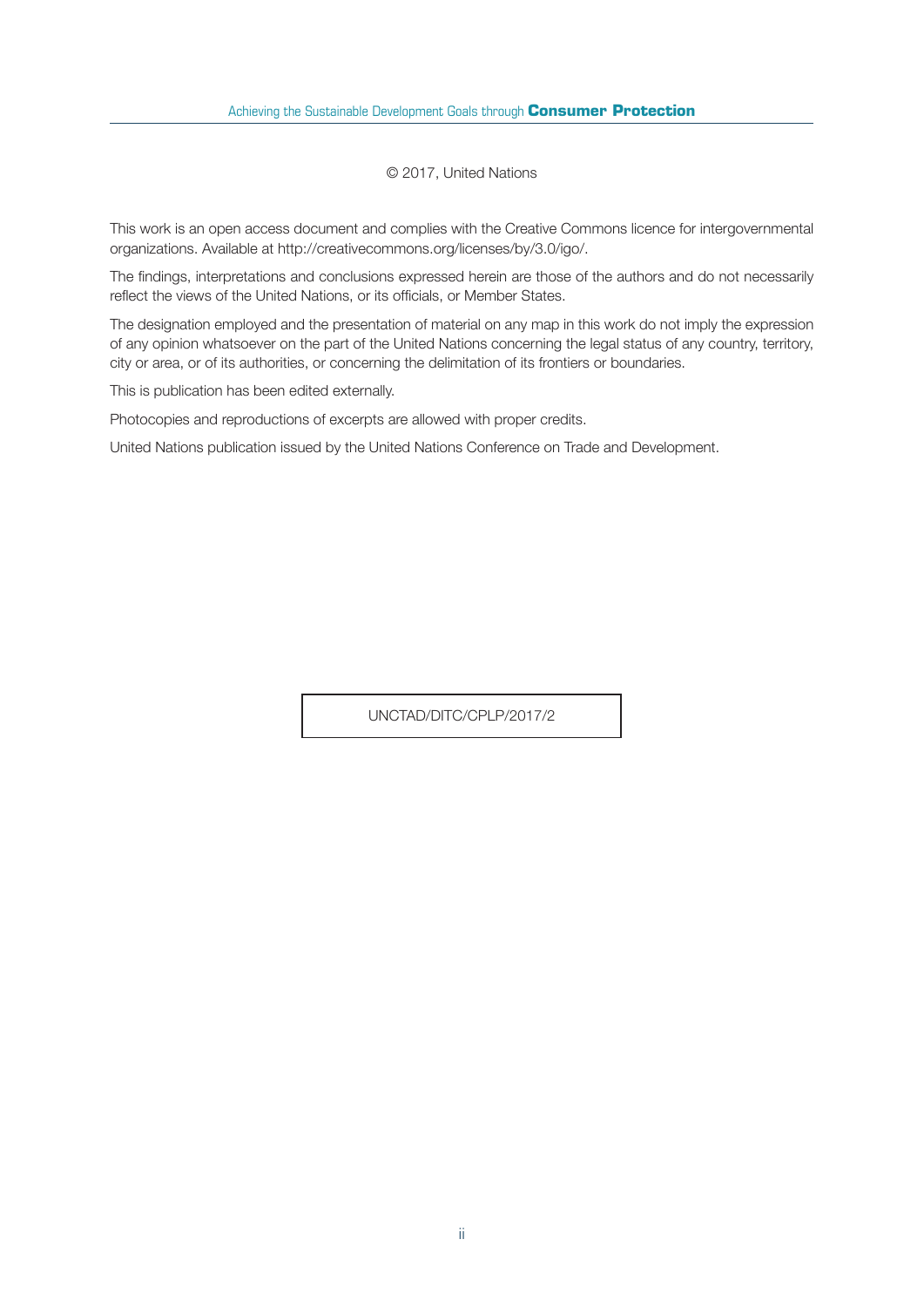© 2017, United Nations

This work is an open access document and complies with the Creative Commons licence for intergovernmental organizations. Available at http://creativecommons.org/licenses/by/3.0/igo/.

The findings, interpretations and conclusions expressed herein are those of the authors and do not necessarily reflect the views of the United Nations, or its officials, or Member States.

The designation employed and the presentation of material on any map in this work do not imply the expression of any opinion whatsoever on the part of the United Nations concerning the legal status of any country, territory, city or area, or of its authorities, or concerning the delimitation of its frontiers or boundaries.

This is publication has been edited externally.

Photocopies and reproductions of excerpts are allowed with proper credits.

United Nations publication issued by the United Nations Conference on Trade and Development.

UNCTAD/DITC/CPLP/2017/2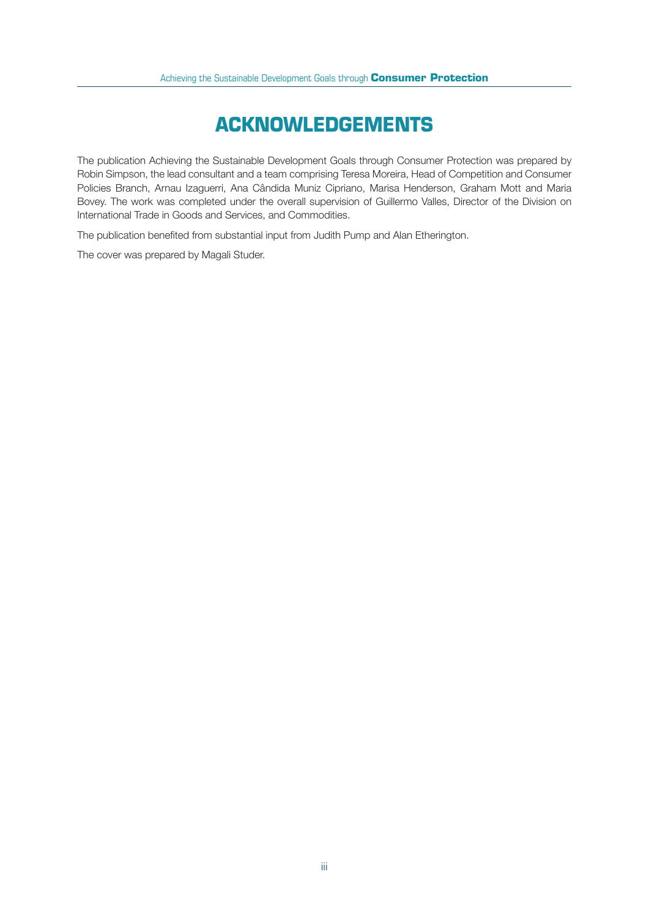# ACKNOWLEDGEMENTS

The publication Achieving the Sustainable Development Goals through Consumer Protection was prepared by Robin Simpson, the lead consultant and a team comprising Teresa Moreira, Head of Competition and Consumer Policies Branch, Arnau Izaguerri, Ana Cândida Muniz Cipriano, Marisa Henderson, Graham Mott and Maria Bovey. The work was completed under the overall supervision of Guillermo Valles, Director of the Division on International Trade in Goods and Services, and Commodities.

The publication benefited from substantial input from Judith Pump and Alan Etherington.

The cover was prepared by Magali Studer.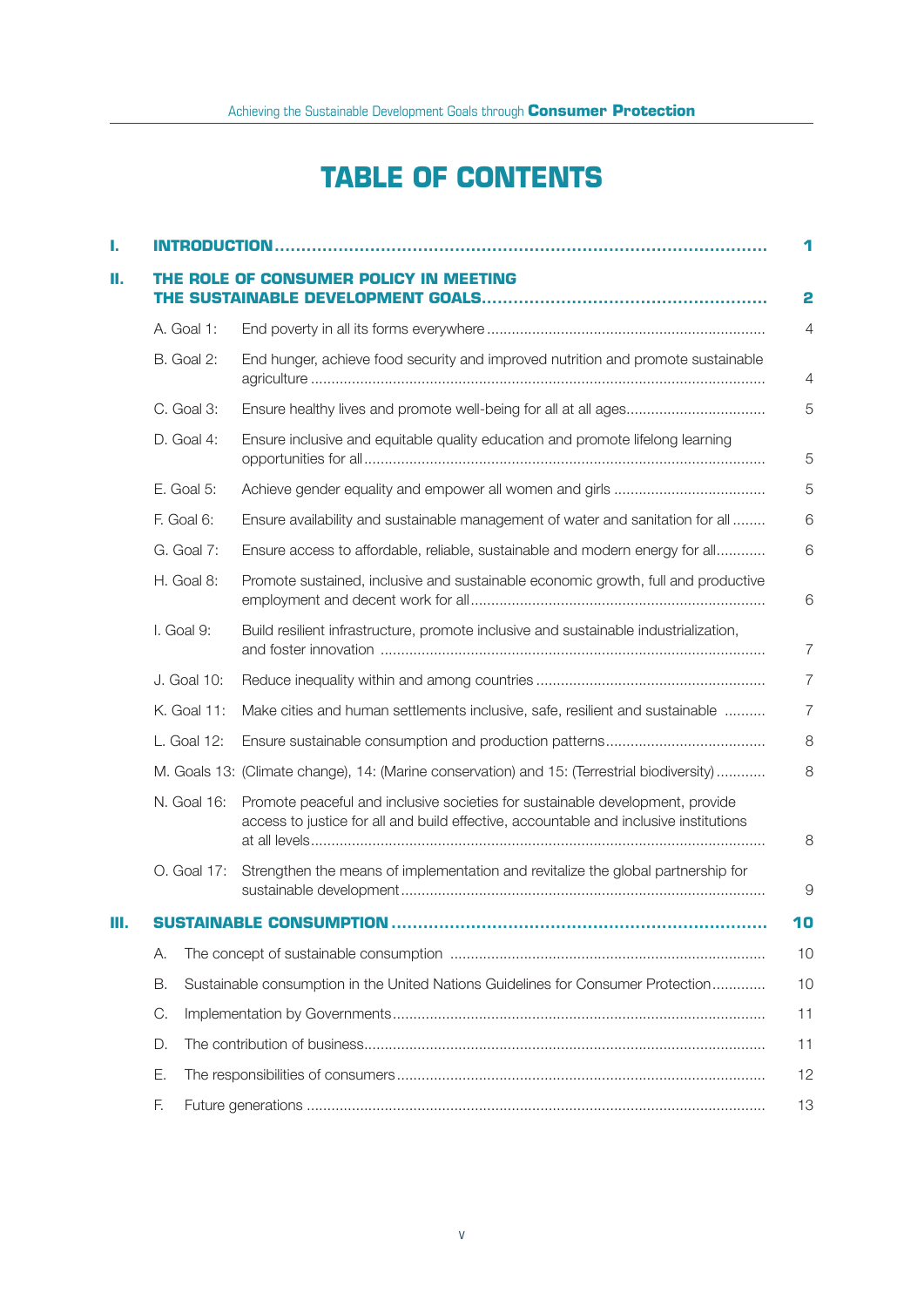# TABLE OF CONTENTS

| | | | |
|---|---|---|---|
| **I.** | **INTRODUCTION** | | **1** |
| **II.** | **THE ROLE OF CONSUMER POLICY IN MEETING THE SUSTAINABLE DEVELOPMENT GOALS** | | **2** |
| | A. Goal 1: | End poverty in all its forms everywhere | 4 |
| | B. Goal 2: | End hunger, achieve food security and improved nutrition and promote sustainable agriculture | 4 |
| | C. Goal 3: | Ensure healthy lives and promote well-being for all at all ages | 5 |
| | D. Goal 4: | Ensure inclusive and equitable quality education and promote lifelong learning opportunities for all | 5 |
| | E. Goal 5: | Achieve gender equality and empower all women and girls | 5 |
| | F. Goal 6: | Ensure availability and sustainable management of water and sanitation for all | 6 |
| | G. Goal 7: | Ensure access to affordable, reliable, sustainable and modern energy for all | 6 |
| | H. Goal 8: | Promote sustained, inclusive and sustainable economic growth, full and productive employment and decent work for all | 6 |
| | I. Goal 9: | Build resilient infrastructure, promote inclusive and sustainable industrialization, and foster innovation | 7 |
| | J. Goal 10: | Reduce inequality within and among countries | 7 |
| | K. Goal 11: | Make cities and human settlements inclusive, safe, resilient and sustainable | 7 |
| | L. Goal 12: | Ensure sustainable consumption and production patterns | 8 |
| | M. Goals 13: | (Climate change), 14: (Marine conservation) and 15: (Terrestrial biodiversity) | 8 |
| | N. Goal 16: | Promote peaceful and inclusive societies for sustainable development, provide access to justice for all and build effective, accountable and inclusive institutions at all levels | 8 |
| | O. Goal 17: | Strengthen the means of implementation and revitalize the global partnership for sustainable development | 9 |
| **III.** | **SUSTAINABLE CONSUMPTION** | | **10** |
| | A. | The concept of sustainable consumption | 10 |
| | B. | Sustainable consumption in the United Nations Guidelines for Consumer Protection | 10 |
| | C. | Implementation by Governments | 11 |
| | D. | The contribution of business | 11 |
| | E. | The responsibilities of consumers | 12 |
| | F. | Future generations | 13 |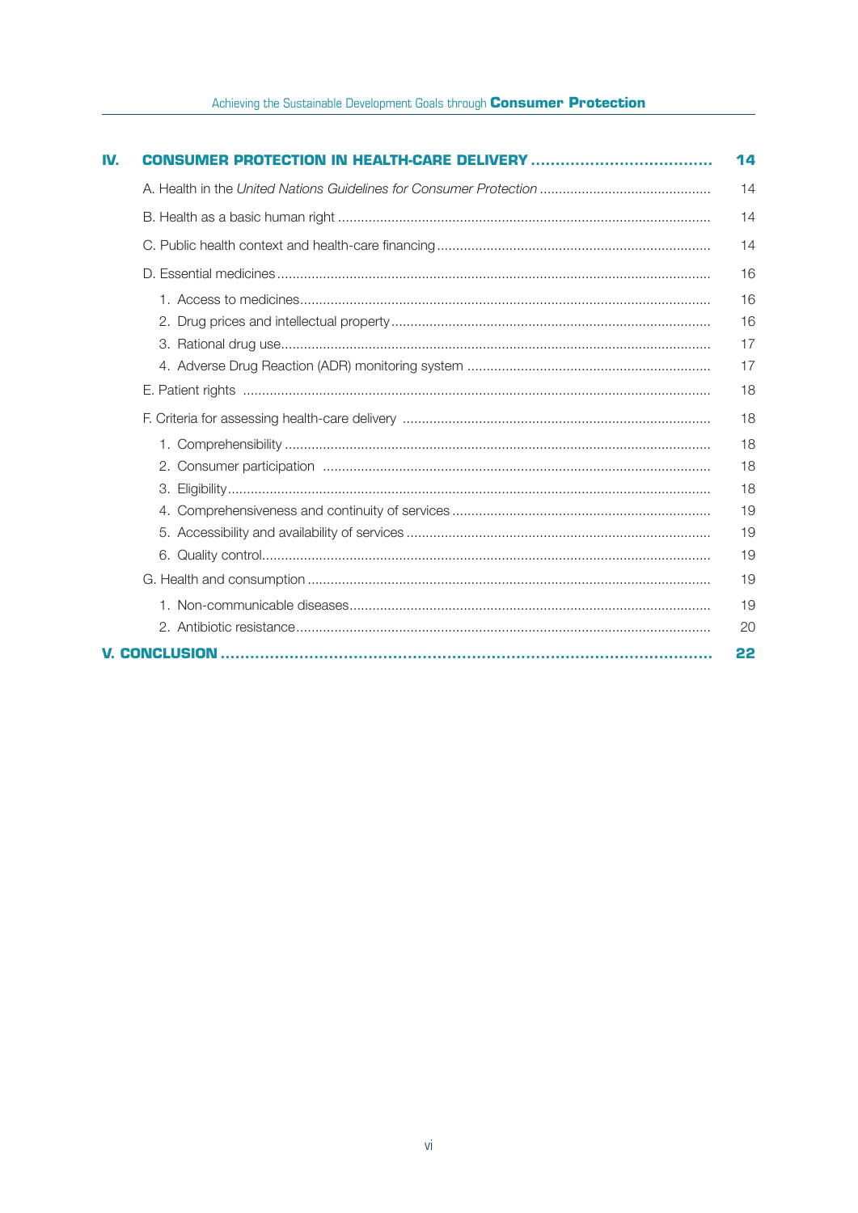| | | |
|---|---|---|
| **IV.** | **CONSUMER PROTECTION IN HEALTH-CARE DELIVERY** | **14** |
| | A. Health in the *United Nations Guidelines for Consumer Protection* | 14 |
| | B. Health as a basic human right | 14 |
| | C. Public health context and health-care financing | 14 |
| | D. Essential medicines | 16 |
| | 1. Access to medicines | 16 |
| | 2. Drug prices and intellectual property | 16 |
| | 3. Rational drug use | 17 |
| | 4. Adverse Drug Reaction (ADR) monitoring system | 17 |
| | E. Patient rights | 18 |
| | F. Criteria for assessing health-care delivery | 18 |
| | 1. Comprehensibility | 18 |
| | 2. Consumer participation | 18 |
| | 3. Eligibility | 18 |
| | 4. Comprehensiveness and continuity of services | 19 |
| | 5. Accessibility and availability of services | 19 |
| | 6. Quality control | 19 |
| | G. Health and consumption | 19 |
| | 1. Non-communicable diseases | 19 |
| | 2. Antibiotic resistance | 20 |
| **V.** | **CONCLUSION** | **22** |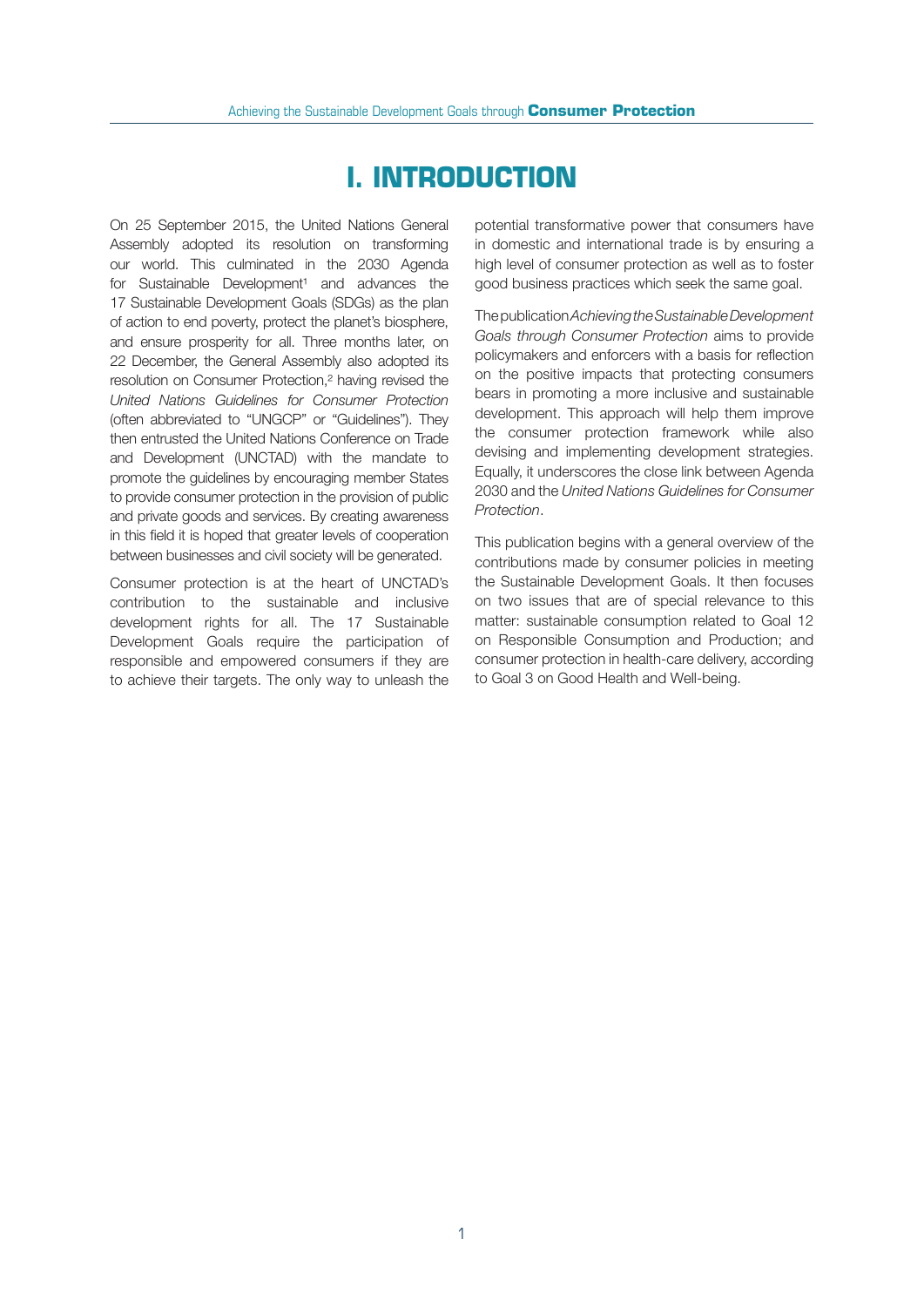# I. INTRODUCTION

On 25 September 2015, the United Nations General Assembly adopted its resolution on transforming our world. This culminated in the 2030 Agenda for Sustainable Development[1] and advances the 17 Sustainable Development Goals (SDGs) as the plan of action to end poverty, protect the planet's biosphere, and ensure prosperity for all. Three months later, on 22 December, the General Assembly also adopted its resolution on Consumer Protection,[2] having revised the *United Nations Guidelines for Consumer Protection* (often abbreviated to "UNGCP" or "Guidelines"). They then entrusted the United Nations Conference on Trade and Development (UNCTAD) with the mandate to promote the guidelines by encouraging member States to provide consumer protection in the provision of public and private goods and services. By creating awareness in this field it is hoped that greater levels of cooperation between businesses and civil society will be generated.

Consumer protection is at the heart of UNCTAD's contribution to the sustainable and inclusive development rights for all. The 17 Sustainable Development Goals require the participation of responsible and empowered consumers if they are to achieve their targets. The only way to unleash the potential transformative power that consumers have in domestic and international trade is by ensuring a high level of consumer protection as well as to foster good business practices which seek the same goal.

The publication *Achieving the Sustainable Development Goals through Consumer Protection* aims to provide policymakers and enforcers with a basis for reflection on the positive impacts that protecting consumers bears in promoting a more inclusive and sustainable development. This approach will help them improve the consumer protection framework while also devising and implementing development strategies. Equally, it underscores the close link between Agenda 2030 and the *United Nations Guidelines for Consumer Protection*.

This publication begins with a general overview of the contributions made by consumer policies in meeting the Sustainable Development Goals. It then focuses on two issues that are of special relevance to this matter: sustainable consumption related to Goal 12 on Responsible Consumption and Production; and consumer protection in health-care delivery, according to Goal 3 on Good Health and Well-being.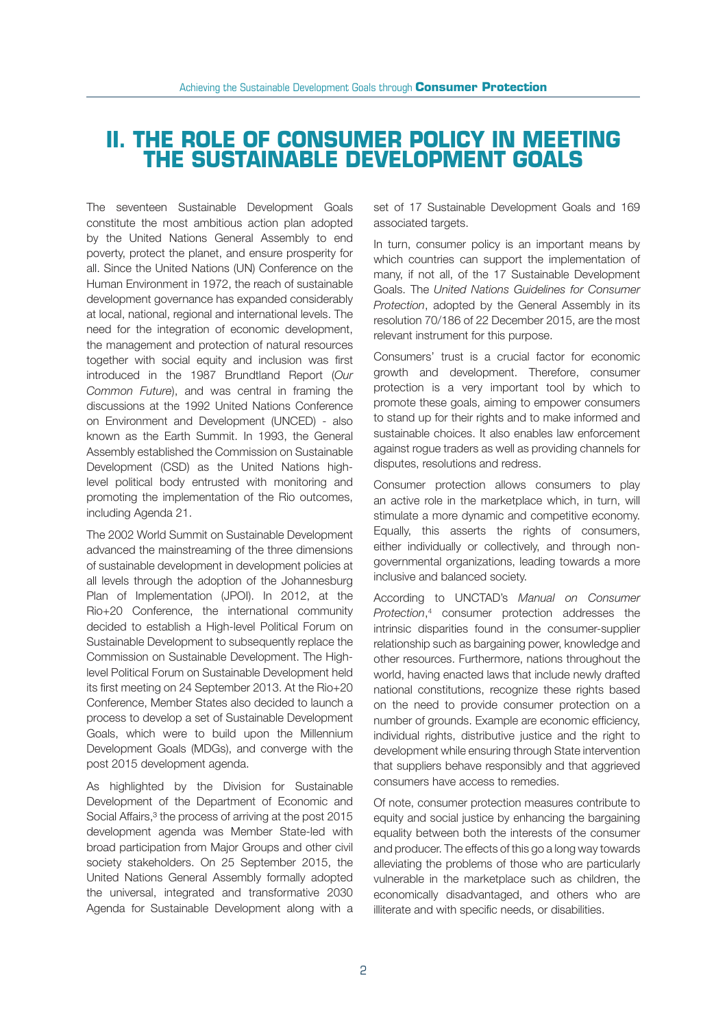# II. THE ROLE OF CONSUMER POLICY IN MEETING THE SUSTAINABLE DEVELOPMENT GOALS

The seventeen Sustainable Development Goals constitute the most ambitious action plan adopted by the United Nations General Assembly to end poverty, protect the planet, and ensure prosperity for all. Since the United Nations (UN) Conference on the Human Environment in 1972, the reach of sustainable development governance has expanded considerably at local, national, regional and international levels. The need for the integration of economic development, the management and protection of natural resources together with social equity and inclusion was first introduced in the 1987 Brundtland Report (*Our Common Future*), and was central in framing the discussions at the 1992 United Nations Conference on Environment and Development (UNCED) - also known as the Earth Summit. In 1993, the General Assembly established the Commission on Sustainable Development (CSD) as the United Nations high-level political body entrusted with monitoring and promoting the implementation of the Rio outcomes, including Agenda 21.

The 2002 World Summit on Sustainable Development advanced the mainstreaming of the three dimensions of sustainable development in development policies at all levels through the adoption of the Johannesburg Plan of Implementation (JPOI). In 2012, at the Rio+20 Conference, the international community decided to establish a High-level Political Forum on Sustainable Development to subsequently replace the Commission on Sustainable Development. The High-level Political Forum on Sustainable Development held its first meeting on 24 September 2013. At the Rio+20 Conference, Member States also decided to launch a process to develop a set of Sustainable Development Goals, which were to build upon the Millennium Development Goals (MDGs), and converge with the post 2015 development agenda.

As highlighted by the Division for Sustainable Development of the Department of Economic and Social Affairs,[3] the process of arriving at the post 2015 development agenda was Member State-led with broad participation from Major Groups and other civil society stakeholders. On 25 September 2015, the United Nations General Assembly formally adopted the universal, integrated and transformative 2030 Agenda for Sustainable Development along with a set of 17 Sustainable Development Goals and 169 associated targets.

In turn, consumer policy is an important means by which countries can support the implementation of many, if not all, of the 17 Sustainable Development Goals. The *United Nations Guidelines for Consumer Protection*, adopted by the General Assembly in its resolution 70/186 of 22 December 2015, are the most relevant instrument for this purpose.

Consumers' trust is a crucial factor for economic growth and development. Therefore, consumer protection is a very important tool by which to promote these goals, aiming to empower consumers to stand up for their rights and to make informed and sustainable choices. It also enables law enforcement against rogue traders as well as providing channels for disputes, resolutions and redress.

Consumer protection allows consumers to play an active role in the marketplace which, in turn, will stimulate a more dynamic and competitive economy. Equally, this asserts the rights of consumers, either individually or collectively, and through non-governmental organizations, leading towards a more inclusive and balanced society.

According to UNCTAD's *Manual on Consumer Protection*,[4] consumer protection addresses the intrinsic disparities found in the consumer-supplier relationship such as bargaining power, knowledge and other resources. Furthermore, nations throughout the world, having enacted laws that include newly drafted national constitutions, recognize these rights based on the need to provide consumer protection on a number of grounds. Example are economic efficiency, individual rights, distributive justice and the right to development while ensuring through State intervention that suppliers behave responsibly and that aggrieved consumers have access to remedies.

Of note, consumer protection measures contribute to equity and social justice by enhancing the bargaining equality between both the interests of the consumer and producer. The effects of this go a long way towards alleviating the problems of those who are particularly vulnerable in the marketplace such as children, the economically disadvantaged, and others who are illiterate and with specific needs, or disabilities.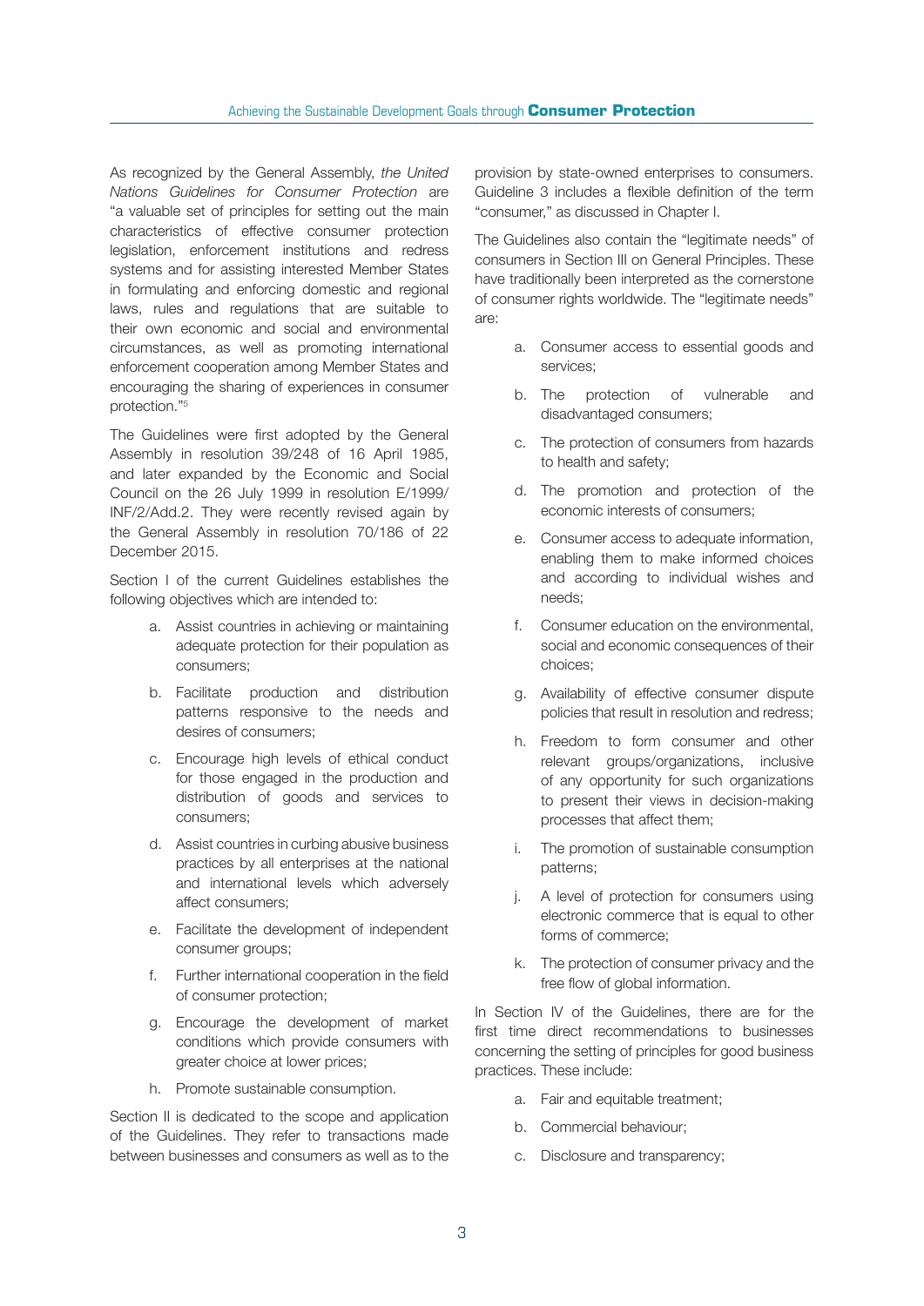As recognized by the General Assembly, *the United Nations Guidelines for Consumer Protection* are "a valuable set of principles for setting out the main characteristics of effective consumer protection legislation, enforcement institutions and redress systems and for assisting interested Member States in formulating and enforcing domestic and regional laws, rules and regulations that are suitable to their own economic and social and environmental circumstances, as well as promoting international enforcement cooperation among Member States and encouraging the sharing of experiences in consumer protection."[5]

The Guidelines were first adopted by the General Assembly in resolution 39/248 of 16 April 1985, and later expanded by the Economic and Social Council on the 26 July 1999 in resolution E/1999/INF/2/Add.2. They were recently revised again by the General Assembly in resolution 70/186 of 22 December 2015.

Section I of the current Guidelines establishes the following objectives which are intended to:

a. Assist countries in achieving or maintaining adequate protection for their population as consumers;

b. Facilitate production and distribution patterns responsive to the needs and desires of consumers;

c. Encourage high levels of ethical conduct for those engaged in the production and distribution of goods and services to consumers;

d. Assist countries in curbing abusive business practices by all enterprises at the national and international levels which adversely affect consumers;

e. Facilitate the development of independent consumer groups;

f. Further international cooperation in the field of consumer protection;

g. Encourage the development of market conditions which provide consumers with greater choice at lower prices;

h. Promote sustainable consumption.

Section II is dedicated to the scope and application of the Guidelines. They refer to transactions made between businesses and consumers as well as to the provision by state-owned enterprises to consumers. Guideline 3 includes a flexible definition of the term "consumer," as discussed in Chapter I.

The Guidelines also contain the "legitimate needs" of consumers in Section III on General Principles. These have traditionally been interpreted as the cornerstone of consumer rights worldwide. The "legitimate needs" are:

a. Consumer access to essential goods and services;

b. The protection of vulnerable and disadvantaged consumers;

c. The protection of consumers from hazards to health and safety;

d. The promotion and protection of the economic interests of consumers;

e. Consumer access to adequate information, enabling them to make informed choices and according to individual wishes and needs;

f. Consumer education on the environmental, social and economic consequences of their choices;

g. Availability of effective consumer dispute policies that result in resolution and redress;

h. Freedom to form consumer and other relevant groups/organizations, inclusive of any opportunity for such organizations to present their views in decision-making processes that affect them;

i. The promotion of sustainable consumption patterns;

j. A level of protection for consumers using electronic commerce that is equal to other forms of commerce;

k. The protection of consumer privacy and the free flow of global information.

In Section IV of the Guidelines, there are for the first time direct recommendations to businesses concerning the setting of principles for good business practices. These include:

a. Fair and equitable treatment;

b. Commercial behaviour;

c. Disclosure and transparency;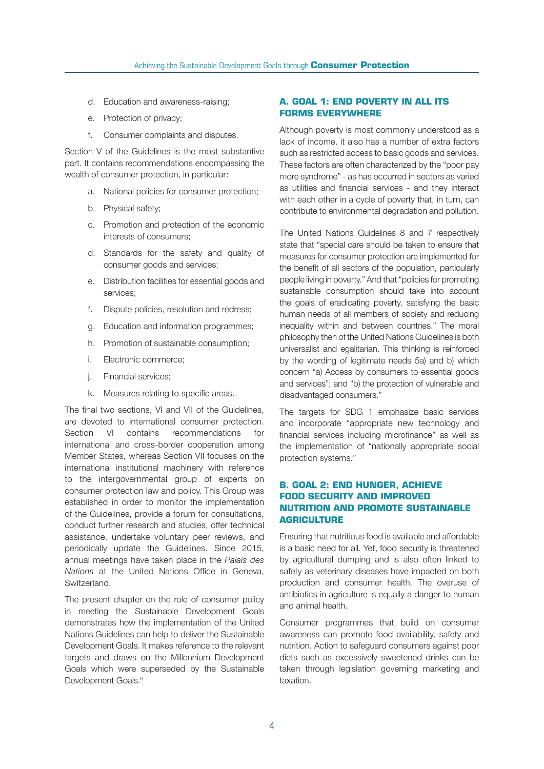d. Education and awareness-raising;

e. Protection of privacy;

f. Consumer complaints and disputes.

Section V of the Guidelines is the most substantive part. It contains recommendations encompassing the wealth of consumer protection, in particular:

a. National policies for consumer protection;

b. Physical safety;

c. Promotion and protection of the economic interests of consumers;

d. Standards for the safety and quality of consumer goods and services;

e. Distribution facilities for essential goods and services;

f. Dispute policies, resolution and redress;

g. Education and information programmes;

h. Promotion of sustainable consumption;

i. Electronic commerce;

j. Financial services;

k. Measures relating to specific areas.

The final two sections, VI and VII of the Guidelines, are devoted to international consumer protection. Section VI contains recommendations for international and cross-border cooperation among Member States, whereas Section VII focuses on the international institutional machinery with reference to the intergovernmental group of experts on consumer protection law and policy. This Group was established in order to monitor the implementation of the Guidelines, provide a forum for consultations, conduct further research and studies, offer technical assistance, undertake voluntary peer reviews, and periodically update the Guidelines. Since 2015, annual meetings have taken place in the *Palais des Nations* at the United Nations Office in Geneva, Switzerland.

The present chapter on the role of consumer policy in meeting the Sustainable Development Goals demonstrates how the implementation of the United Nations Guidelines can help to deliver the Sustainable Development Goals. It makes reference to the relevant targets and draws on the Millennium Development Goals which were superseded by the Sustainable Development Goals.[6]

## A. GOAL 1: END POVERTY IN ALL ITS FORMS EVERYWHERE

Although poverty is most commonly understood as a lack of income, it also has a number of extra factors such as restricted access to basic goods and services. These factors are often characterized by the "poor pay more syndrome" - as has occurred in sectors as varied as utilities and financial services - and they interact with each other in a cycle of poverty that, in turn, can contribute to environmental degradation and pollution.

The United Nations Guidelines 8 and 7 respectively state that "special care should be taken to ensure that measures for consumer protection are implemented for the benefit of all sectors of the population, particularly people living in poverty." And that "policies for promoting sustainable consumption should take into account the goals of eradicating poverty, satisfying the basic human needs of all members of society and reducing inequality within and between countries." The moral philosophy then of the United Nations Guidelines is both universalist and egalitarian. This thinking is reinforced by the wording of legitimate needs 5a) and b) which concern "a) Access by consumers to essential goods and services"; and "b) the protection of vulnerable and disadvantaged consumers."

The targets for SDG 1 emphasize basic services and incorporate "appropriate new technology and financial services including microfinance" as well as the implementation of "nationally appropriate social protection systems."

## B. GOAL 2: END HUNGER, ACHIEVE FOOD SECURITY AND IMPROVED NUTRITION AND PROMOTE SUSTAINABLE AGRICULTURE

Ensuring that nutritious food is available and affordable is a basic need for all. Yet, food security is threatened by agricultural dumping and is also often linked to safety as veterinary diseases have impacted on both production and consumer health. The overuse of antibiotics in agriculture is equally a danger to human and animal health.

Consumer programmes that build on consumer awareness can promote food availability, safety and nutrition. Action to safeguard consumers against poor diets such as excessively sweetened drinks can be taken through legislation governing marketing and taxation.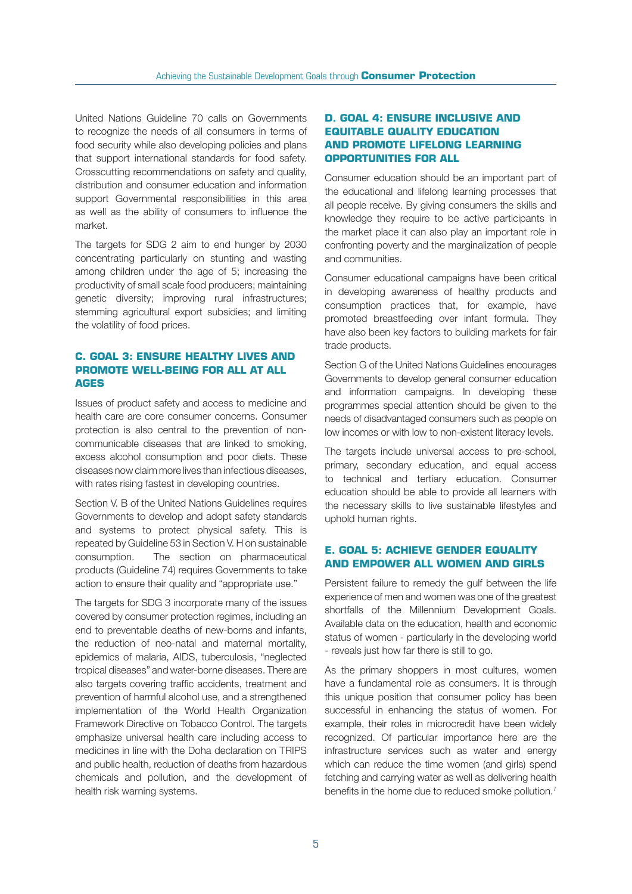United Nations Guideline 70 calls on Governments to recognize the needs of all consumers in terms of food security while also developing policies and plans that support international standards for food safety. Crosscutting recommendations on safety and quality, distribution and consumer education and information support Governmental responsibilities in this area as well as the ability of consumers to influence the market.

The targets for SDG 2 aim to end hunger by 2030 concentrating particularly on stunting and wasting among children under the age of 5; increasing the productivity of small scale food producers; maintaining genetic diversity; improving rural infrastructures; stemming agricultural export subsidies; and limiting the volatility of food prices.

## C. GOAL 3: ENSURE HEALTHY LIVES AND PROMOTE WELL-BEING FOR ALL AT ALL AGES

Issues of product safety and access to medicine and health care are core consumer concerns. Consumer protection is also central to the prevention of non-communicable diseases that are linked to smoking, excess alcohol consumption and poor diets. These diseases now claim more lives than infectious diseases, with rates rising fastest in developing countries.

Section V. B of the United Nations Guidelines requires Governments to develop and adopt safety standards and systems to protect physical safety. This is repeated by Guideline 53 in Section V. H on sustainable consumption. The section on pharmaceutical products (Guideline 74) requires Governments to take action to ensure their quality and "appropriate use."

The targets for SDG 3 incorporate many of the issues covered by consumer protection regimes, including an end to preventable deaths of new-borns and infants, the reduction of neo-natal and maternal mortality, epidemics of malaria, AIDS, tuberculosis, "neglected tropical diseases" and water-borne diseases. There are also targets covering traffic accidents, treatment and prevention of harmful alcohol use, and a strengthened implementation of the World Health Organization Framework Directive on Tobacco Control. The targets emphasize universal health care including access to medicines in line with the Doha declaration on TRIPS and public health, reduction of deaths from hazardous chemicals and pollution, and the development of health risk warning systems.

## D. GOAL 4: ENSURE INCLUSIVE AND EQUITABLE QUALITY EDUCATION AND PROMOTE LIFELONG LEARNING OPPORTUNITIES FOR ALL

Consumer education should be an important part of the educational and lifelong learning processes that all people receive. By giving consumers the skills and knowledge they require to be active participants in the market place it can also play an important role in confronting poverty and the marginalization of people and communities.

Consumer educational campaigns have been critical in developing awareness of healthy products and consumption practices that, for example, have promoted breastfeeding over infant formula. They have also been key factors to building markets for fair trade products.

Section G of the United Nations Guidelines encourages Governments to develop general consumer education and information campaigns. In developing these programmes special attention should be given to the needs of disadvantaged consumers such as people on low incomes or with low to non-existent literacy levels.

The targets include universal access to pre-school, primary, secondary education, and equal access to technical and tertiary education. Consumer education should be able to provide all learners with the necessary skills to live sustainable lifestyles and uphold human rights.

## E. GOAL 5: ACHIEVE GENDER EQUALITY AND EMPOWER ALL WOMEN AND GIRLS

Persistent failure to remedy the gulf between the life experience of men and women was one of the greatest shortfalls of the Millennium Development Goals. Available data on the education, health and economic status of women - particularly in the developing world - reveals just how far there is still to go.

As the primary shoppers in most cultures, women have a fundamental role as consumers. It is through this unique position that consumer policy has been successful in enhancing the status of women. For example, their roles in microcredit have been widely recognized. Of particular importance here are the infrastructure services such as water and energy which can reduce the time women (and girls) spend fetching and carrying water as well as delivering health benefits in the home due to reduced smoke pollution.[7]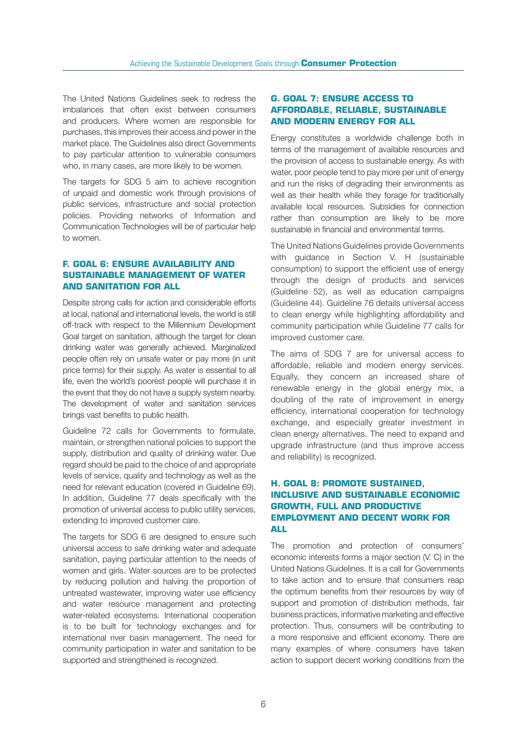The United Nations Guidelines seek to redress the imbalances that often exist between consumers and producers. Where women are responsible for purchases, this improves their access and power in the market place. The Guidelines also direct Governments to pay particular attention to vulnerable consumers who, in many cases, are more likely to be women.

The targets for SDG 5 aim to achieve recognition of unpaid and domestic work through provisions of public services, infrastructure and social protection policies. Providing networks of Information and Communication Technologies will be of particular help to women.

## F. GOAL 6: ENSURE AVAILABILITY AND SUSTAINABLE MANAGEMENT OF WATER AND SANITATION FOR ALL

Despite strong calls for action and considerable efforts at local, national and international levels, the world is still off-track with respect to the Millennium Development Goal target on sanitation, although the target for clean drinking water was generally achieved. Marginalized people often rely on unsafe water or pay more (in unit price terms) for their supply. As water is essential to all life, even the world's poorest people will purchase it in the event that they do not have a supply system nearby. The development of water and sanitation services brings vast benefits to public health.

Guideline 72 calls for Governments to formulate, maintain, or strengthen national policies to support the supply, distribution and quality of drinking water. Due regard should be paid to the choice of and appropriate levels of service, quality and technology as well as the need for relevant education (covered in Guideline 69). In addition, Guideline 77 deals specifically with the promotion of universal access to public utility services, extending to improved customer care.

The targets for SDG 6 are designed to ensure such universal access to safe drinking water and adequate sanitation, paying particular attention to the needs of women and girls. Water sources are to be protected by reducing pollution and halving the proportion of untreated wastewater, improving water use efficiency and water resource management and protecting water-related ecosystems. International cooperation is to be built for technology exchanges and for international river basin management. The need for community participation in water and sanitation to be supported and strengthened is recognized.

## G. GOAL 7: ENSURE ACCESS TO AFFORDABLE, RELIABLE, SUSTAINABLE AND MODERN ENERGY FOR ALL

Energy constitutes a worldwide challenge both in terms of the management of available resources and the provision of access to sustainable energy. As with water, poor people tend to pay more per unit of energy and run the risks of degrading their environments as well as their health while they forage for traditionally available local resources. Subsidies for connection rather than consumption are likely to be more sustainable in financial and environmental terms.

The United Nations Guidelines provide Governments with guidance in Section V. H (sustainable consumption) to support the efficient use of energy through the design of products and services (Guideline 52), as well as education campaigns (Guideline 44). Guideline 76 details universal access to clean energy while highlighting affordability and community participation while Guideline 77 calls for improved customer care.

The aims of SDG 7 are for universal access to affordable, reliable and modern energy services. Equally, they concern an increased share of renewable energy in the global energy mix, a doubling of the rate of improvement in energy efficiency, international cooperation for technology exchange, and especially greater investment in clean energy alternatives. The need to expand and upgrade infrastructure (and thus improve access and reliability) is recognized.

## H. GOAL 8: PROMOTE SUSTAINED, INCLUSIVE AND SUSTAINABLE ECONOMIC GROWTH, FULL AND PRODUCTIVE EMPLOYMENT AND DECENT WORK FOR ALL

The promotion and protection of consumers' economic interests forms a major section (V. C) in the United Nations Guidelines. It is a call for Governments to take action and to ensure that consumers reap the optimum benefits from their resources by way of support and promotion of distribution methods, fair business practices, informative marketing and effective protection. Thus, consumers will be contributing to a more responsive and efficient economy. There are many examples of where consumers have taken action to support decent working conditions from the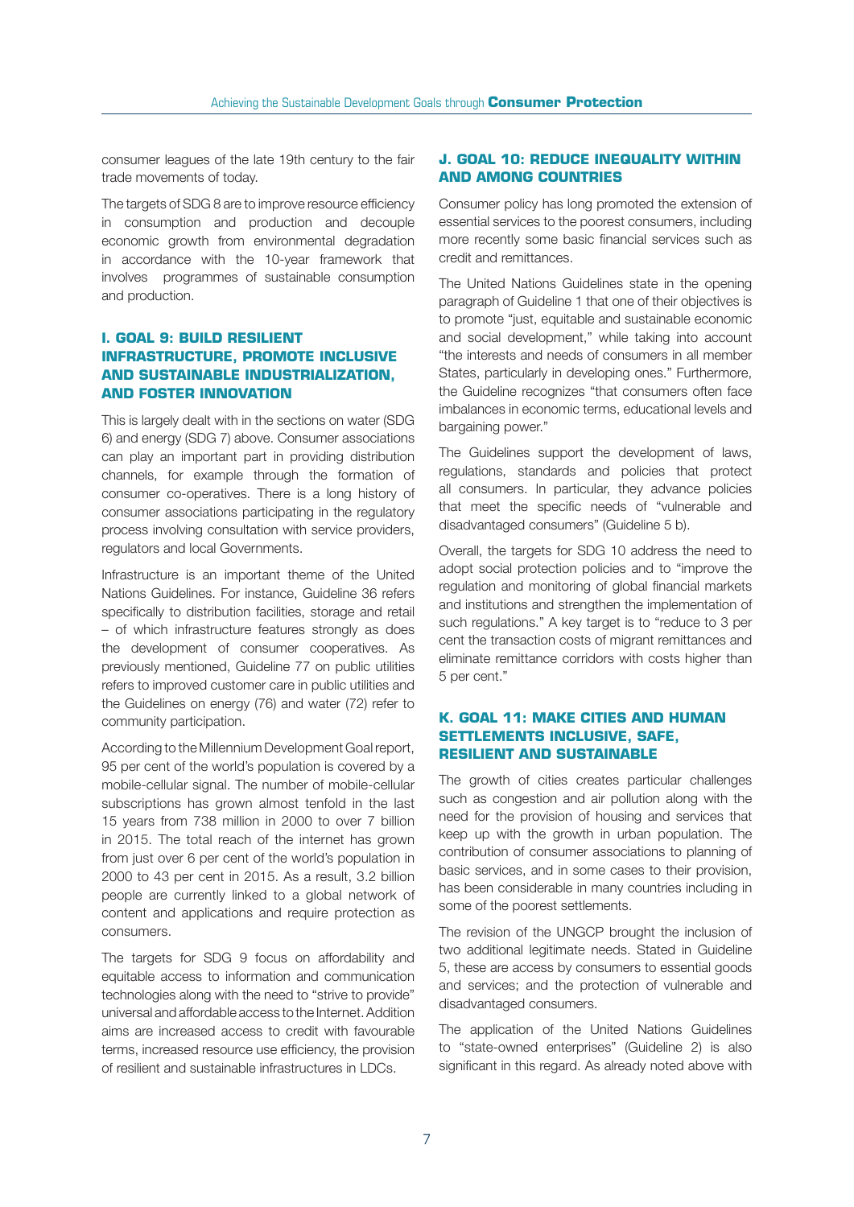consumer leagues of the late 19th century to the fair trade movements of today.

The targets of SDG 8 are to improve resource efficiency in consumption and production and decouple economic growth from environmental degradation in accordance with the 10-year framework that involves programmes of sustainable consumption and production.

## I. GOAL 9: BUILD RESILIENT INFRASTRUCTURE, PROMOTE INCLUSIVE AND SUSTAINABLE INDUSTRIALIZATION, AND FOSTER INNOVATION

This is largely dealt with in the sections on water (SDG 6) and energy (SDG 7) above. Consumer associations can play an important part in providing distribution channels, for example through the formation of consumer co-operatives. There is a long history of consumer associations participating in the regulatory process involving consultation with service providers, regulators and local Governments.

Infrastructure is an important theme of the United Nations Guidelines. For instance, Guideline 36 refers specifically to distribution facilities, storage and retail – of which infrastructure features strongly as does the development of consumer cooperatives. As previously mentioned, Guideline 77 on public utilities refers to improved customer care in public utilities and the Guidelines on energy (76) and water (72) refer to community participation.

According to the Millennium Development Goal report, 95 per cent of the world's population is covered by a mobile-cellular signal. The number of mobile-cellular subscriptions has grown almost tenfold in the last 15 years from 738 million in 2000 to over 7 billion in 2015. The total reach of the internet has grown from just over 6 per cent of the world's population in 2000 to 43 per cent in 2015. As a result, 3.2 billion people are currently linked to a global network of content and applications and require protection as consumers.

The targets for SDG 9 focus on affordability and equitable access to information and communication technologies along with the need to "strive to provide" universal and affordable access to the Internet. Addition aims are increased access to credit with favourable terms, increased resource use efficiency, the provision of resilient and sustainable infrastructures in LDCs.

## J. GOAL 10: REDUCE INEQUALITY WITHIN AND AMONG COUNTRIES

Consumer policy has long promoted the extension of essential services to the poorest consumers, including more recently some basic financial services such as credit and remittances.

The United Nations Guidelines state in the opening paragraph of Guideline 1 that one of their objectives is to promote "just, equitable and sustainable economic and social development," while taking into account "the interests and needs of consumers in all member States, particularly in developing ones." Furthermore, the Guideline recognizes "that consumers often face imbalances in economic terms, educational levels and bargaining power."

The Guidelines support the development of laws, regulations, standards and policies that protect all consumers. In particular, they advance policies that meet the specific needs of "vulnerable and disadvantaged consumers" (Guideline 5 b).

Overall, the targets for SDG 10 address the need to adopt social protection policies and to "improve the regulation and monitoring of global financial markets and institutions and strengthen the implementation of such regulations." A key target is to "reduce to 3 per cent the transaction costs of migrant remittances and eliminate remittance corridors with costs higher than 5 per cent."

## K. GOAL 11: MAKE CITIES AND HUMAN SETTLEMENTS INCLUSIVE, SAFE, RESILIENT AND SUSTAINABLE

The growth of cities creates particular challenges such as congestion and air pollution along with the need for the provision of housing and services that keep up with the growth in urban population. The contribution of consumer associations to planning of basic services, and in some cases to their provision, has been considerable in many countries including in some of the poorest settlements.

The revision of the UNGCP brought the inclusion of two additional legitimate needs. Stated in Guideline 5, these are access by consumers to essential goods and services; and the protection of vulnerable and disadvantaged consumers.

The application of the United Nations Guidelines to "state-owned enterprises" (Guideline 2) is also significant in this regard. As already noted above with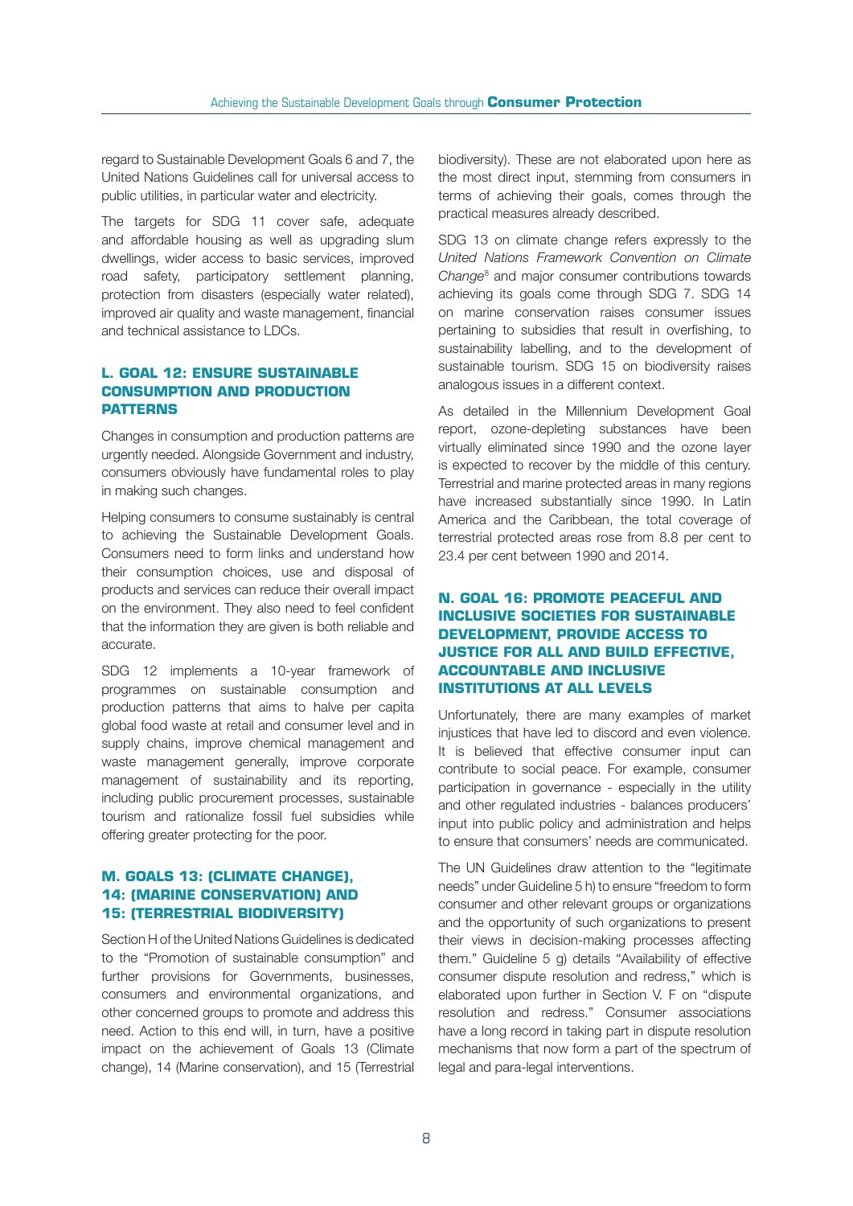regard to Sustainable Development Goals 6 and 7, the United Nations Guidelines call for universal access to public utilities, in particular water and electricity.

The targets for SDG 11 cover safe, adequate and affordable housing as well as upgrading slum dwellings, wider access to basic services, improved road safety, participatory settlement planning, protection from disasters (especially water related), improved air quality and waste management, financial and technical assistance to LDCs.

## L. GOAL 12: ENSURE SUSTAINABLE CONSUMPTION AND PRODUCTION PATTERNS

Changes in consumption and production patterns are urgently needed. Alongside Government and industry, consumers obviously have fundamental roles to play in making such changes.

Helping consumers to consume sustainably is central to achieving the Sustainable Development Goals. Consumers need to form links and understand how their consumption choices, use and disposal of products and services can reduce their overall impact on the environment. They also need to feel confident that the information they are given is both reliable and accurate.

SDG 12 implements a 10-year framework of programmes on sustainable consumption and production patterns that aims to halve per capita global food waste at retail and consumer level and in supply chains, improve chemical management and waste management generally, improve corporate management of sustainability and its reporting, including public procurement processes, sustainable tourism and rationalize fossil fuel subsidies while offering greater protecting for the poor.

## M. GOALS 13: (CLIMATE CHANGE), 14: (MARINE CONSERVATION) AND 15: (TERRESTRIAL BIODIVERSITY)

Section H of the United Nations Guidelines is dedicated to the "Promotion of sustainable consumption" and further provisions for Governments, businesses, consumers and environmental organizations, and other concerned groups to promote and address this need. Action to this end will, in turn, have a positive impact on the achievement of Goals 13 (Climate change), 14 (Marine conservation), and 15 (Terrestrial biodiversity). These are not elaborated upon here as the most direct input, stemming from consumers in terms of achieving their goals, comes through the practical measures already described.

SDG 13 on climate change refers expressly to the *United Nations Framework Convention on Climate Change*[8] and major consumer contributions towards achieving its goals come through SDG 7. SDG 14 on marine conservation raises consumer issues pertaining to subsidies that result in overfishing, to sustainability labelling, and to the development of sustainable tourism. SDG 15 on biodiversity raises analogous issues in a different context.

As detailed in the Millennium Development Goal report, ozone-depleting substances have been virtually eliminated since 1990 and the ozone layer is expected to recover by the middle of this century. Terrestrial and marine protected areas in many regions have increased substantially since 1990. In Latin America and the Caribbean, the total coverage of terrestrial protected areas rose from 8.8 per cent to 23.4 per cent between 1990 and 2014.

## N. GOAL 16: PROMOTE PEACEFUL AND INCLUSIVE SOCIETIES FOR SUSTAINABLE DEVELOPMENT, PROVIDE ACCESS TO JUSTICE FOR ALL AND BUILD EFFECTIVE, ACCOUNTABLE AND INCLUSIVE INSTITUTIONS AT ALL LEVELS

Unfortunately, there are many examples of market injustices that have led to discord and even violence. It is believed that effective consumer input can contribute to social peace. For example, consumer participation in governance - especially in the utility and other regulated industries - balances producers' input into public policy and administration and helps to ensure that consumers' needs are communicated.

The UN Guidelines draw attention to the "legitimate needs" under Guideline 5 h) to ensure "freedom to form consumer and other relevant groups or organizations and the opportunity of such organizations to present their views in decision-making processes affecting them." Guideline 5 g) details "Availability of effective consumer dispute resolution and redress," which is elaborated upon further in Section V. F on "dispute resolution and redress." Consumer associations have a long record in taking part in dispute resolution mechanisms that now form a part of the spectrum of legal and para-legal interventions.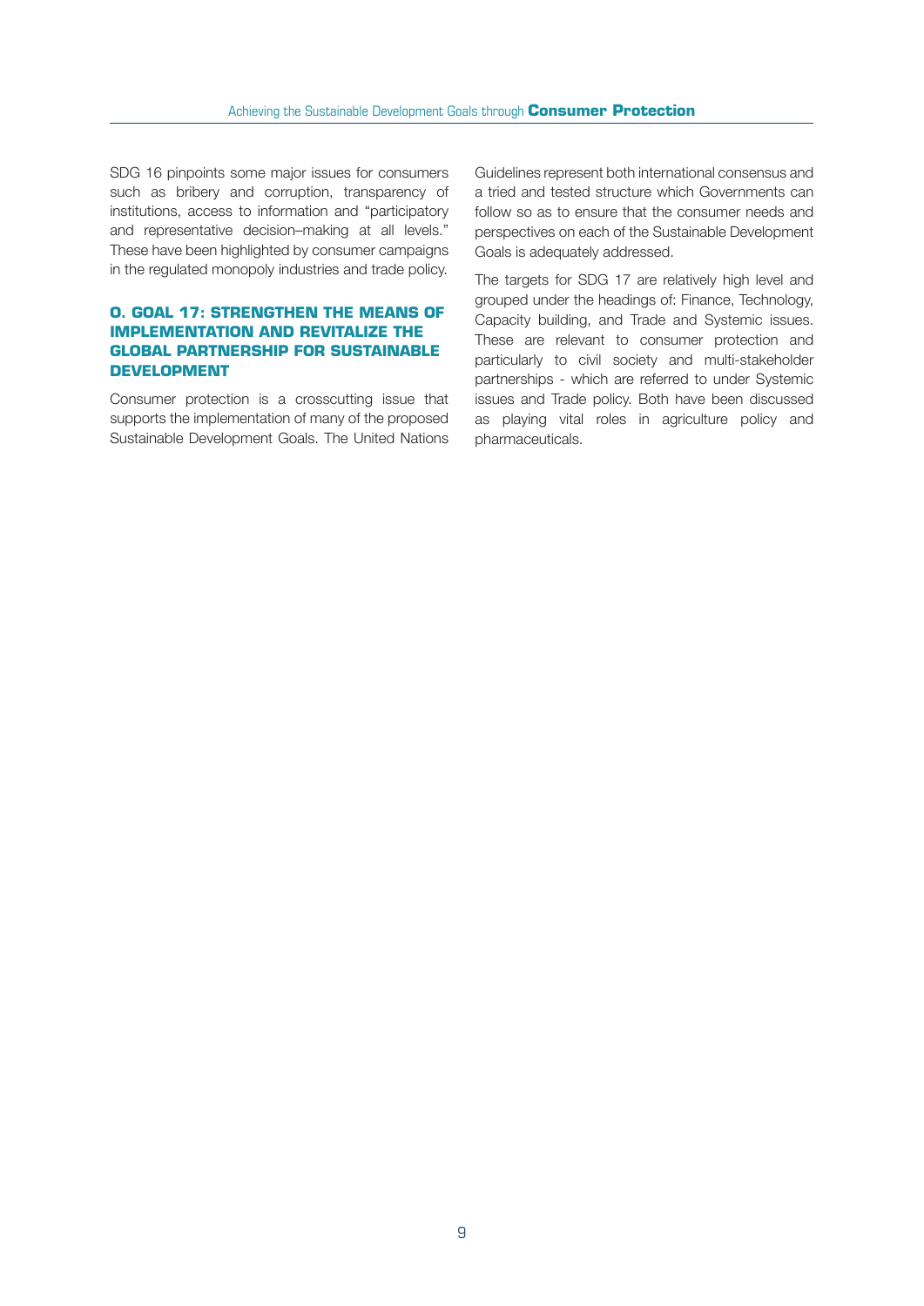SDG 16 pinpoints some major issues for consumers such as bribery and corruption, transparency of institutions, access to information and "participatory and representative decision–making at all levels." These have been highlighted by consumer campaigns in the regulated monopoly industries and trade policy.

## O. GOAL 17: STRENGTHEN THE MEANS OF IMPLEMENTATION AND REVITALIZE THE GLOBAL PARTNERSHIP FOR SUSTAINABLE DEVELOPMENT

Consumer protection is a crosscutting issue that supports the implementation of many of the proposed Sustainable Development Goals. The United Nations Guidelines represent both international consensus and a tried and tested structure which Governments can follow so as to ensure that the consumer needs and perspectives on each of the Sustainable Development Goals is adequately addressed.

The targets for SDG 17 are relatively high level and grouped under the headings of: Finance, Technology, Capacity building, and Trade and Systemic issues. These are relevant to consumer protection and particularly to civil society and multi-stakeholder partnerships - which are referred to under Systemic issues and Trade policy. Both have been discussed as playing vital roles in agriculture policy and pharmaceuticals.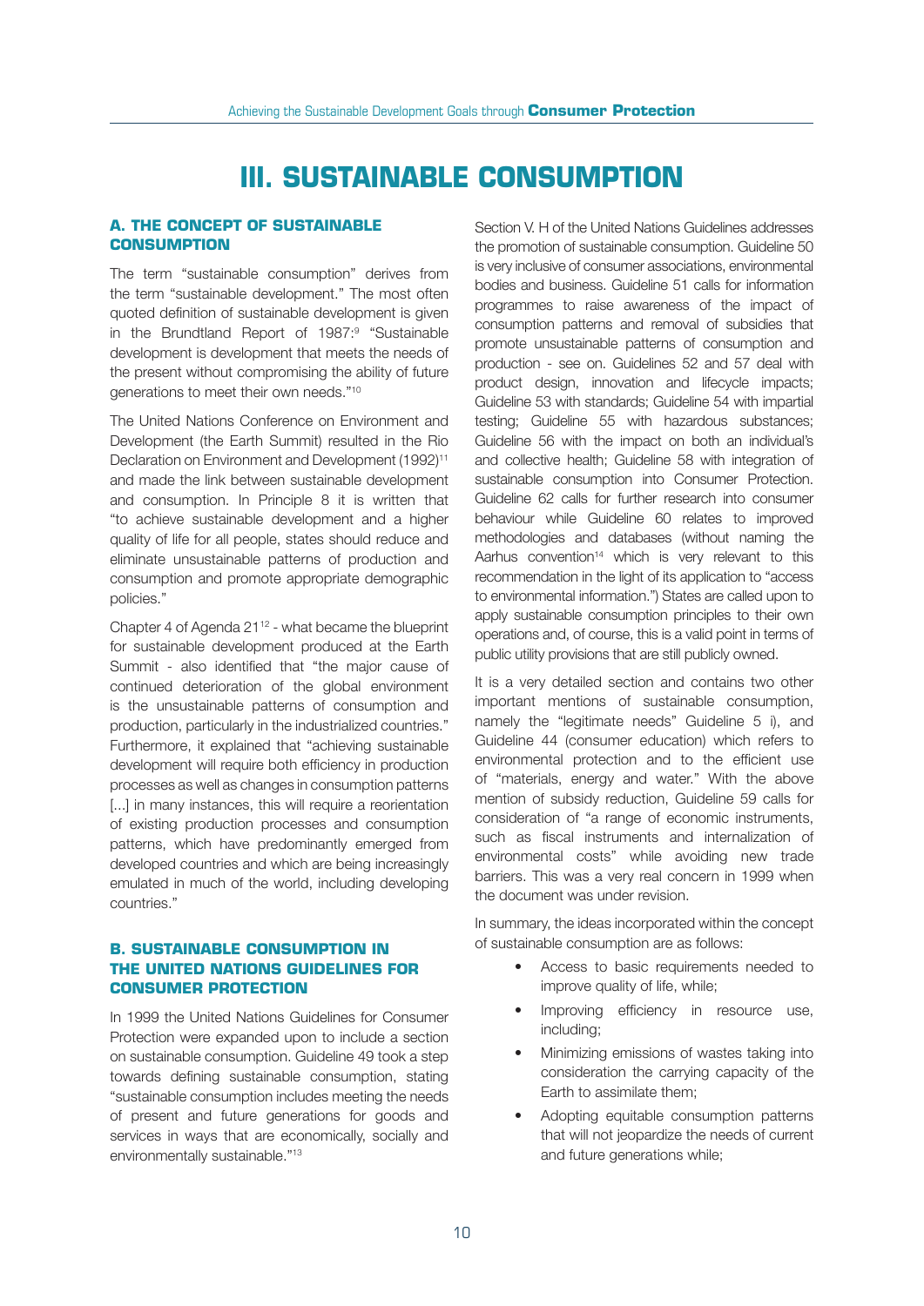# III. SUSTAINABLE CONSUMPTION

## A. THE CONCEPT OF SUSTAINABLE CONSUMPTION

The term "sustainable consumption" derives from the term "sustainable development." The most often quoted definition of sustainable development is given in the Brundtland Report of 1987:[9] "Sustainable development is development that meets the needs of the present without compromising the ability of future generations to meet their own needs."[10]

The United Nations Conference on Environment and Development (the Earth Summit) resulted in the Rio Declaration on Environment and Development (1992)[11] and made the link between sustainable development and consumption. In Principle 8 it is written that "to achieve sustainable development and a higher quality of life for all people, states should reduce and eliminate unsustainable patterns of production and consumption and promote appropriate demographic policies."

Chapter 4 of Agenda 21[12] - what became the blueprint for sustainable development produced at the Earth Summit - also identified that "the major cause of continued deterioration of the global environment is the unsustainable patterns of consumption and production, particularly in the industrialized countries." Furthermore, it explained that "achieving sustainable development will require both efficiency in production processes as well as changes in consumption patterns [...] in many instances, this will require a reorientation of existing production processes and consumption patterns, which have predominantly emerged from developed countries and which are being increasingly emulated in much of the world, including developing countries."

## B. SUSTAINABLE CONSUMPTION IN THE UNITED NATIONS GUIDELINES FOR CONSUMER PROTECTION

In 1999 the United Nations Guidelines for Consumer Protection were expanded upon to include a section on sustainable consumption. Guideline 49 took a step towards defining sustainable consumption, stating "sustainable consumption includes meeting the needs of present and future generations for goods and services in ways that are economically, socially and environmentally sustainable."[13]

Section V. H of the United Nations Guidelines addresses the promotion of sustainable consumption. Guideline 50 is very inclusive of consumer associations, environmental bodies and business. Guideline 51 calls for information programmes to raise awareness of the impact of consumption patterns and removal of subsidies that promote unsustainable patterns of consumption and production - see on. Guidelines 52 and 57 deal with product design, innovation and lifecycle impacts; Guideline 53 with standards; Guideline 54 with impartial testing; Guideline 55 with hazardous substances; Guideline 56 with the impact on both an individual's and collective health; Guideline 58 with integration of sustainable consumption into Consumer Protection. Guideline 62 calls for further research into consumer behaviour while Guideline 60 relates to improved methodologies and databases (without naming the Aarhus convention[14] which is very relevant to this recommendation in the light of its application to "access to environmental information.") States are called upon to apply sustainable consumption principles to their own operations and, of course, this is a valid point in terms of public utility provisions that are still publicly owned.

It is a very detailed section and contains two other important mentions of sustainable consumption, namely the "legitimate needs" Guideline 5 i), and Guideline 44 (consumer education) which refers to environmental protection and to the efficient use of "materials, energy and water." With the above mention of subsidy reduction, Guideline 59 calls for consideration of "a range of economic instruments, such as fiscal instruments and internalization of environmental costs" while avoiding new trade barriers. This was a very real concern in 1999 when the document was under revision.

In summary, the ideas incorporated within the concept of sustainable consumption are as follows:

- Access to basic requirements needed to improve quality of life, while;
- Improving efficiency in resource use, including;
- Minimizing emissions of wastes taking into consideration the carrying capacity of the Earth to assimilate them;
- Adopting equitable consumption patterns that will not jeopardize the needs of current and future generations while;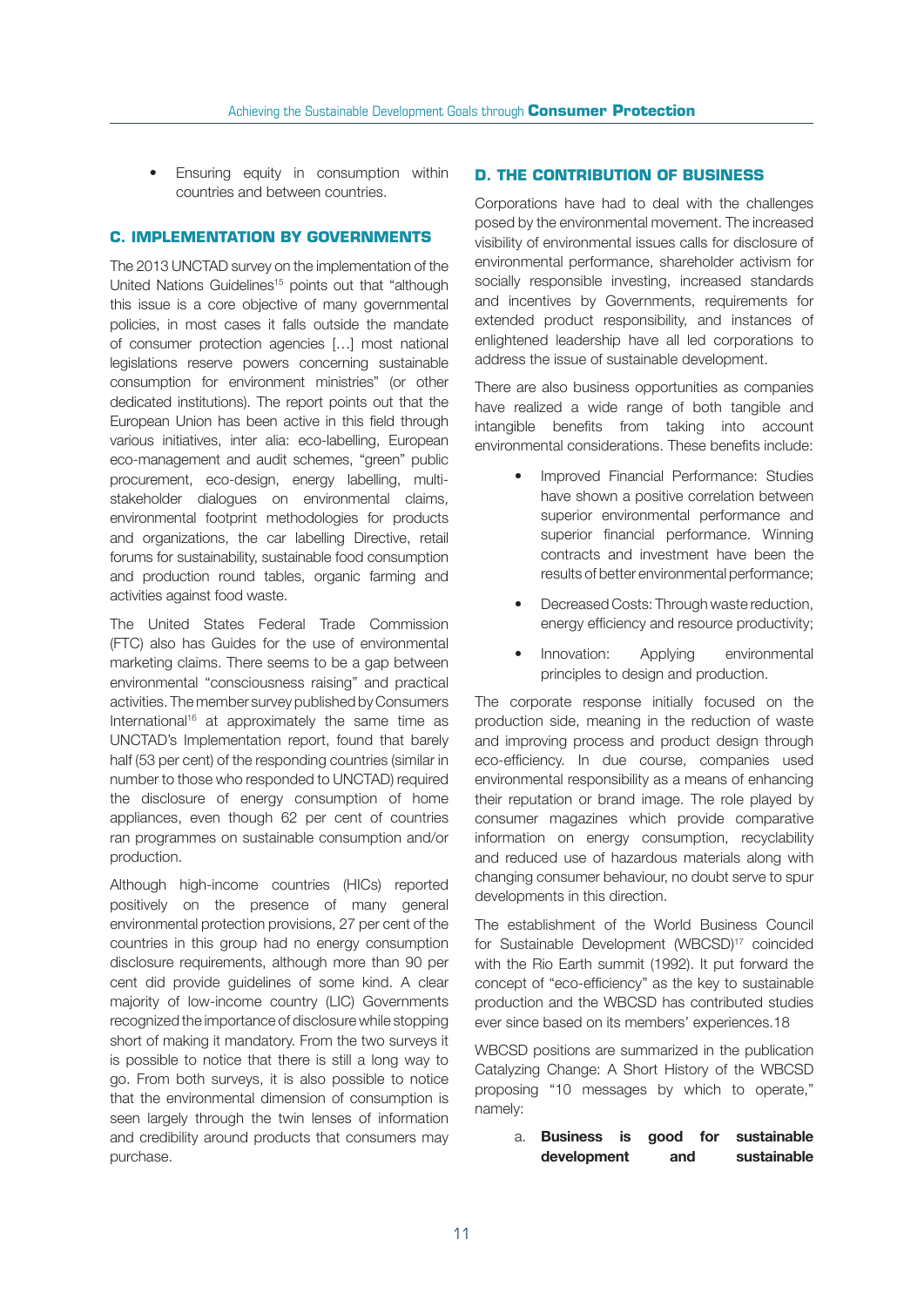- Ensuring equity in consumption within countries and between countries.

## C. IMPLEMENTATION BY GOVERNMENTS

The 2013 UNCTAD survey on the implementation of the United Nations Guidelines[15] points out that "although this issue is a core objective of many governmental policies, in most cases it falls outside the mandate of consumer protection agencies […] most national legislations reserve powers concerning sustainable consumption for environment ministries" (or other dedicated institutions). The report points out that the European Union has been active in this field through various initiatives, inter alia: eco-labelling, European eco-management and audit schemes, "green" public procurement, eco-design, energy labelling, multi-stakeholder dialogues on environmental claims, environmental footprint methodologies for products and organizations, the car labelling Directive, retail forums for sustainability, sustainable food consumption and production round tables, organic farming and activities against food waste.

The United States Federal Trade Commission (FTC) also has Guides for the use of environmental marketing claims. There seems to be a gap between environmental "consciousness raising" and practical activities. The member survey published by Consumers International[16] at approximately the same time as UNCTAD's Implementation report, found that barely half (53 per cent) of the responding countries (similar in number to those who responded to UNCTAD) required the disclosure of energy consumption of home appliances, even though 62 per cent of countries ran programmes on sustainable consumption and/or production.

Although high-income countries (HICs) reported positively on the presence of many general environmental protection provisions, 27 per cent of the countries in this group had no energy consumption disclosure requirements, although more than 90 per cent did provide guidelines of some kind. A clear majority of low-income country (LIC) Governments recognized the importance of disclosure while stopping short of making it mandatory. From the two surveys it is possible to notice that there is still a long way to go. From both surveys, it is also possible to notice that the environmental dimension of consumption is seen largely through the twin lenses of information and credibility around products that consumers may purchase.

## D. THE CONTRIBUTION OF BUSINESS

Corporations have had to deal with the challenges posed by the environmental movement. The increased visibility of environmental issues calls for disclosure of environmental performance, shareholder activism for socially responsible investing, increased standards and incentives by Governments, requirements for extended product responsibility, and instances of enlightened leadership have all led corporations to address the issue of sustainable development.

There are also business opportunities as companies have realized a wide range of both tangible and intangible benefits from taking into account environmental considerations. These benefits include:

- Improved Financial Performance: Studies have shown a positive correlation between superior environmental performance and superior financial performance. Winning contracts and investment have been the results of better environmental performance;
- Decreased Costs: Through waste reduction, energy efficiency and resource productivity;
- Innovation: Applying environmental principles to design and production.

The corporate response initially focused on the production side, meaning in the reduction of waste and improving process and product design through eco-efficiency. In due course, companies used environmental responsibility as a means of enhancing their reputation or brand image. The role played by consumer magazines which provide comparative information on energy consumption, recyclability and reduced use of hazardous materials along with changing consumer behaviour, no doubt serve to spur developments in this direction.

The establishment of the World Business Council for Sustainable Development (WBCSD)[17] coincided with the Rio Earth summit (1992). It put forward the concept of "eco-efficiency" as the key to sustainable production and the WBCSD has contributed studies ever since based on its members' experiences.18

WBCSD positions are summarized in the publication Catalyzing Change: A Short History of the WBCSD proposing "10 messages by which to operate," namely:

a. **Business is good for sustainable development and sustainable**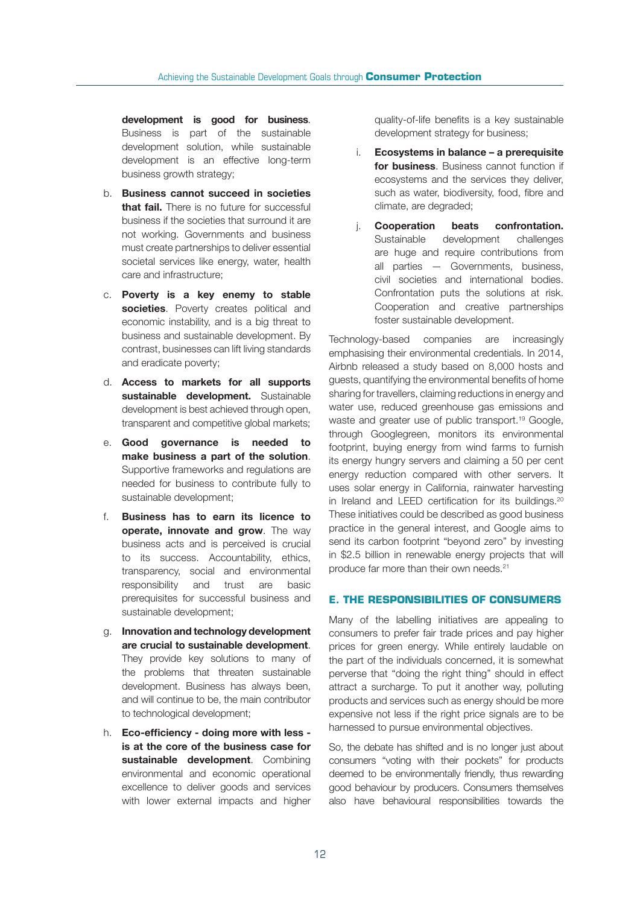**development is good for business**. Business is part of the sustainable development solution, while sustainable development is an effective long-term business growth strategy;

b. **Business cannot succeed in societies that fail.** There is no future for successful business if the societies that surround it are not working. Governments and business must create partnerships to deliver essential societal services like energy, water, health care and infrastructure;

c. **Poverty is a key enemy to stable societies**. Poverty creates political and economic instability, and is a big threat to business and sustainable development. By contrast, businesses can lift living standards and eradicate poverty;

d. **Access to markets for all supports sustainable development.** Sustainable development is best achieved through open, transparent and competitive global markets;

e. **Good governance is needed to make business a part of the solution**. Supportive frameworks and regulations are needed for business to contribute fully to sustainable development;

f. **Business has to earn its licence to operate, innovate and grow**. The way business acts and is perceived is crucial to its success. Accountability, ethics, transparency, social and environmental responsibility and trust are basic prerequisites for successful business and sustainable development;

g. **Innovation and technology development are crucial to sustainable development.** They provide key solutions to many of the problems that threaten sustainable development. Business has always been, and will continue to be, the main contributor to technological development;

h. **Eco-efficiency - doing more with less - is at the core of the business case for sustainable development**. Combining environmental and economic operational excellence to deliver goods and services with lower external impacts and higher quality-of-life benefits is a key sustainable development strategy for business;

i. **Ecosystems in balance – a prerequisite for business**. Business cannot function if ecosystems and the services they deliver, such as water, biodiversity, food, fibre and climate, are degraded;

j. **Cooperation beats confrontation.** Sustainable development challenges are huge and require contributions from all parties — Governments, business, civil societies and international bodies. Confrontation puts the solutions at risk. Cooperation and creative partnerships foster sustainable development.

Technology-based companies are increasingly emphasising their environmental credentials. In 2014, Airbnb released a study based on 8,000 hosts and guests, quantifying the environmental benefits of home sharing for travellers, claiming reductions in energy and water use, reduced greenhouse gas emissions and waste and greater use of public transport.[19] Google, through Googlegreen, monitors its environmental footprint, buying energy from wind farms to furnish its energy hungry servers and claiming a 50 per cent energy reduction compared with other servers. It uses solar energy in California, rainwater harvesting in Ireland and LEED certification for its buildings.[20] These initiatives could be described as good business practice in the general interest, and Google aims to send its carbon footprint "beyond zero" by investing in $2.5 billion in renewable energy projects that will produce far more than their own needs.[21]

## E. THE RESPONSIBILITIES OF CONSUMERS

Many of the labelling initiatives are appealing to consumers to prefer fair trade prices and pay higher prices for green energy. While entirely laudable on the part of the individuals concerned, it is somewhat perverse that "doing the right thing" should in effect attract a surcharge. To put it another way, polluting products and services such as energy should be more expensive not less if the right price signals are to be harnessed to pursue environmental objectives.

So, the debate has shifted and is no longer just about consumers "voting with their pockets" for products deemed to be environmentally friendly, thus rewarding good behaviour by producers. Consumers themselves also have behavioural responsibilities towards the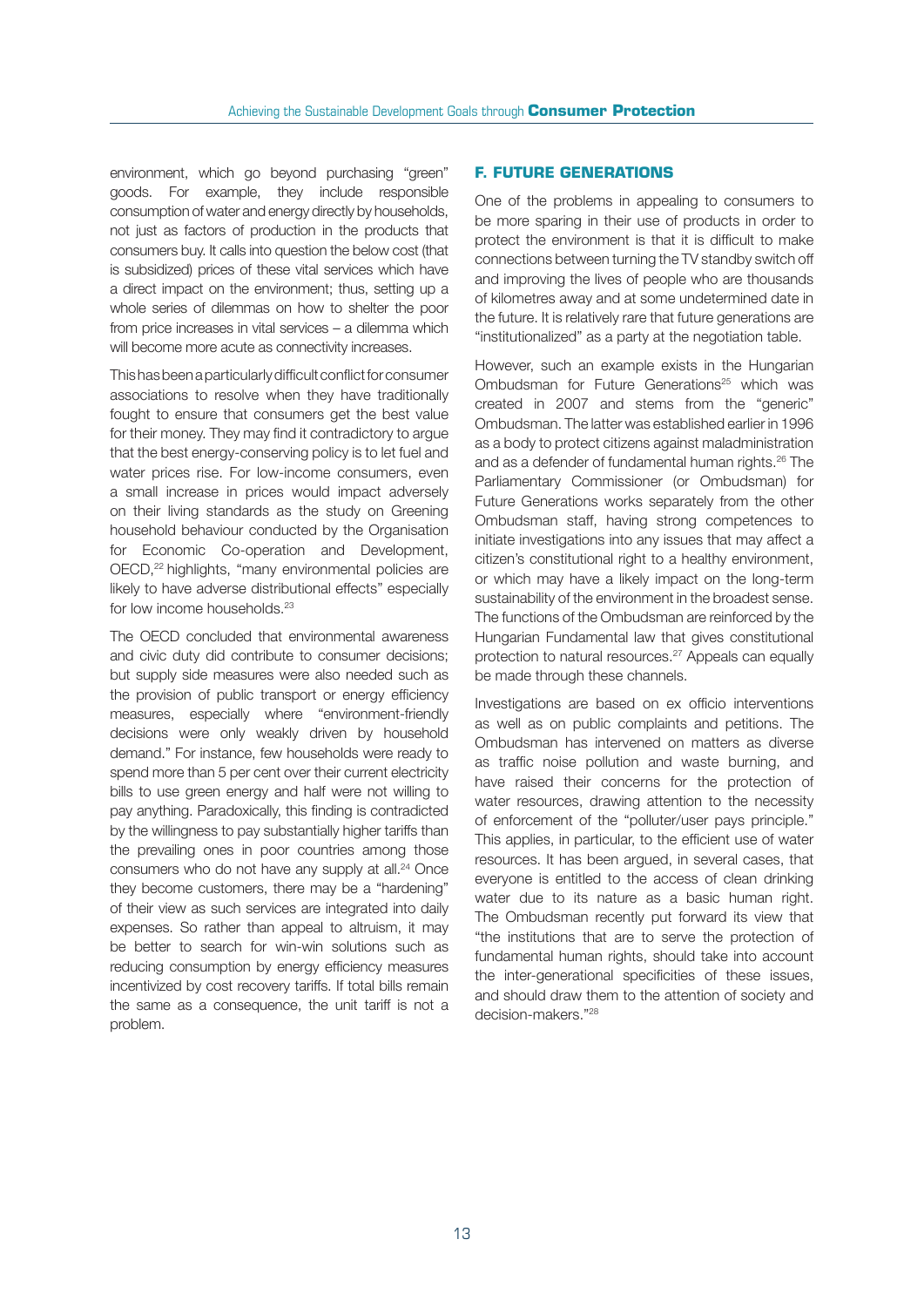environment, which go beyond purchasing "green" goods. For example, they include responsible consumption of water and energy directly by households, not just as factors of production in the products that consumers buy. It calls into question the below cost (that is subsidized) prices of these vital services which have a direct impact on the environment; thus, setting up a whole series of dilemmas on how to shelter the poor from price increases in vital services – a dilemma which will become more acute as connectivity increases.

This has been a particularly difficult conflict for consumer associations to resolve when they have traditionally fought to ensure that consumers get the best value for their money. They may find it contradictory to argue that the best energy-conserving policy is to let fuel and water prices rise. For low-income consumers, even a small increase in prices would impact adversely on their living standards as the study on Greening household behaviour conducted by the Organisation for Economic Co-operation and Development, OECD,[22] highlights, "many environmental policies are likely to have adverse distributional effects" especially for low income households.[23]

The OECD concluded that environmental awareness and civic duty did contribute to consumer decisions; but supply side measures were also needed such as the provision of public transport or energy efficiency measures, especially where "environment-friendly decisions were only weakly driven by household demand." For instance, few households were ready to spend more than 5 per cent over their current electricity bills to use green energy and half were not willing to pay anything. Paradoxically, this finding is contradicted by the willingness to pay substantially higher tariffs than the prevailing ones in poor countries among those consumers who do not have any supply at all.[24] Once they become customers, there may be a "hardening" of their view as such services are integrated into daily expenses. So rather than appeal to altruism, it may be better to search for win-win solutions such as reducing consumption by energy efficiency measures incentivized by cost recovery tariffs. If total bills remain the same as a consequence, the unit tariff is not a problem.

## F. FUTURE GENERATIONS

One of the problems in appealing to consumers to be more sparing in their use of products in order to protect the environment is that it is difficult to make connections between turning the TV standby switch off and improving the lives of people who are thousands of kilometres away and at some undetermined date in the future. It is relatively rare that future generations are "institutionalized" as a party at the negotiation table.

However, such an example exists in the Hungarian Ombudsman for Future Generations[25] which was created in 2007 and stems from the "generic" Ombudsman. The latter was established earlier in 1996 as a body to protect citizens against maladministration and as a defender of fundamental human rights.[26] The Parliamentary Commissioner (or Ombudsman) for Future Generations works separately from the other Ombudsman staff, having strong competences to initiate investigations into any issues that may affect a citizen's constitutional right to a healthy environment, or which may have a likely impact on the long-term sustainability of the environment in the broadest sense. The functions of the Ombudsman are reinforced by the Hungarian Fundamental law that gives constitutional protection to natural resources.[27] Appeals can equally be made through these channels.

Investigations are based on ex officio interventions as well as on public complaints and petitions. The Ombudsman has intervened on matters as diverse as traffic noise pollution and waste burning, and have raised their concerns for the protection of water resources, drawing attention to the necessity of enforcement of the "polluter/user pays principle." This applies, in particular, to the efficient use of water resources. It has been argued, in several cases, that everyone is entitled to the access of clean drinking water due to its nature as a basic human right. The Ombudsman recently put forward its view that "the institutions that are to serve the protection of fundamental human rights, should take into account the inter-generational specificities of these issues, and should draw them to the attention of society and decision-makers."[28]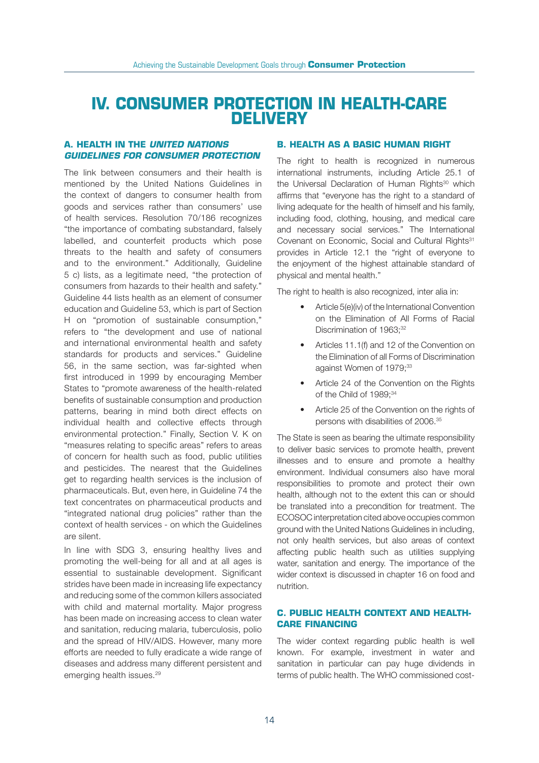# IV. CONSUMER PROTECTION IN HEALTH-CARE DELIVERY

## A. HEALTH IN THE *UNITED NATIONS GUIDELINES FOR CONSUMER PROTECTION*

The link between consumers and their health is mentioned by the United Nations Guidelines in the context of dangers to consumer health from goods and services rather than consumers' use of health services. Resolution 70/186 recognizes "the importance of combating substandard, falsely labelled, and counterfeit products which pose threats to the health and safety of consumers and to the environment." Additionally, Guideline 5 c) lists, as a legitimate need, "the protection of consumers from hazards to their health and safety." Guideline 44 lists health as an element of consumer education and Guideline 53, which is part of Section H on "promotion of sustainable consumption," refers to "the development and use of national and international environmental health and safety standards for products and services." Guideline 56, in the same section, was far-sighted when first introduced in 1999 by encouraging Member States to "promote awareness of the health-related benefits of sustainable consumption and production patterns, bearing in mind both direct effects on individual health and collective effects through environmental protection." Finally, Section V. K on "measures relating to specific areas" refers to areas of concern for health such as food, public utilities and pesticides. The nearest that the Guidelines get to regarding health services is the inclusion of pharmaceuticals. But, even here, in Guideline 74 the text concentrates on pharmaceutical products and "integrated national drug policies" rather than the context of health services - on which the Guidelines are silent.

In line with SDG 3, ensuring healthy lives and promoting the well-being for all and at all ages is essential to sustainable development. Significant strides have been made in increasing life expectancy and reducing some of the common killers associated with child and maternal mortality. Major progress has been made on increasing access to clean water and sanitation, reducing malaria, tuberculosis, polio and the spread of HIV/AIDS. However, many more efforts are needed to fully eradicate a wide range of diseases and address many different persistent and emerging health issues.[29]

## B. HEALTH AS A BASIC HUMAN RIGHT

The right to health is recognized in numerous international instruments, including Article 25.1 of the Universal Declaration of Human Rights[30] which affirms that "everyone has the right to a standard of living adequate for the health of himself and his family, including food, clothing, housing, and medical care and necessary social services." The International Covenant on Economic, Social and Cultural Rights[31] provides in Article 12.1 the "right of everyone to the enjoyment of the highest attainable standard of physical and mental health."

The right to health is also recognized, inter alia in:

- Article 5(e)(iv) of the International Convention on the Elimination of All Forms of Racial Discrimination of 1963;[32]
- Articles 11.1(f) and 12 of the Convention on the Elimination of all Forms of Discrimination against Women of 1979;[33]
- Article 24 of the Convention on the Rights of the Child of 1989;[34]
- Article 25 of the Convention on the rights of persons with disabilities of 2006.[35]

The State is seen as bearing the ultimate responsibility to deliver basic services to promote health, prevent illnesses and to ensure and promote a healthy environment. Individual consumers also have moral responsibilities to promote and protect their own health, although not to the extent this can or should be translated into a precondition for treatment. The ECOSOC interpretation cited above occupies common ground with the United Nations Guidelines in including, not only health services, but also areas of context affecting public health such as utilities supplying water, sanitation and energy. The importance of the wider context is discussed in chapter 16 on food and nutrition.

## C. PUBLIC HEALTH CONTEXT AND HEALTH-CARE FINANCING

The wider context regarding public health is well known. For example, investment in water and sanitation in particular can pay huge dividends in terms of public health. The WHO commissioned cost-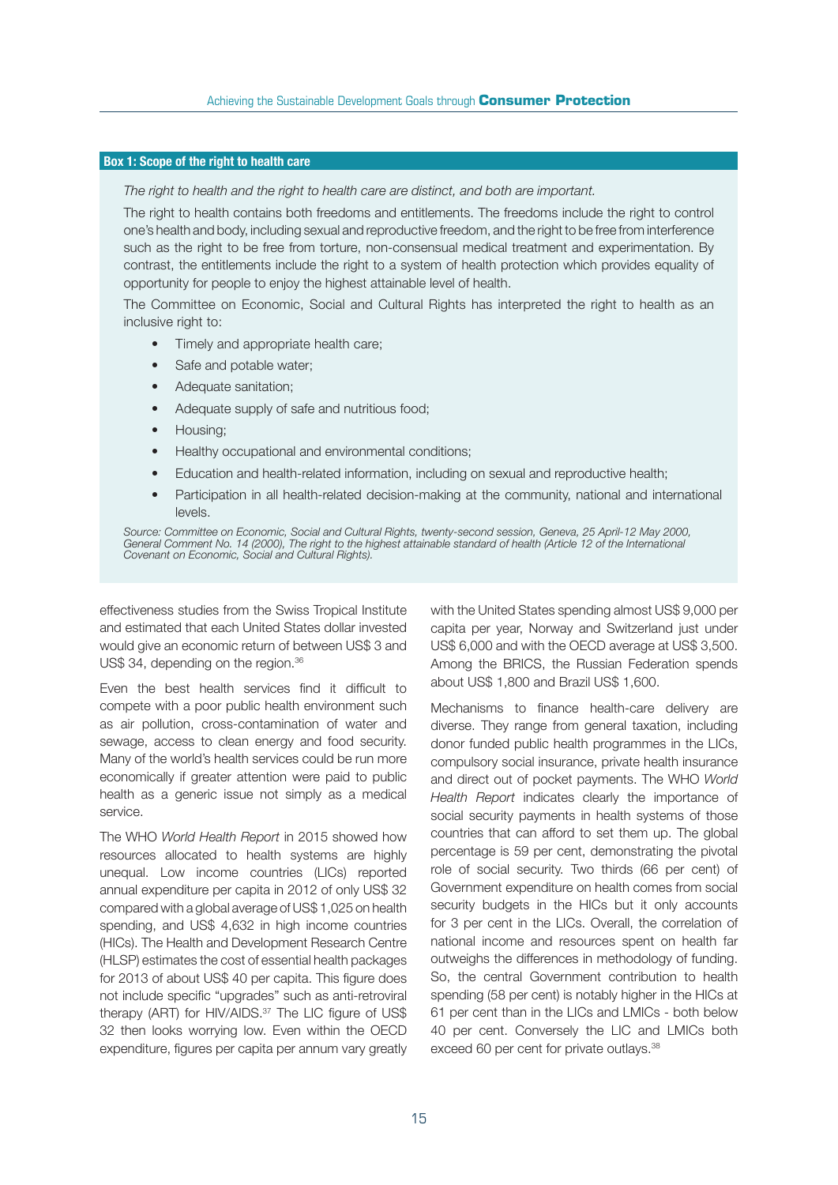### Box 1: Scope of the right to health care

*The right to health and the right to health care are distinct, and both are important.*

The right to health contains both freedoms and entitlements. The freedoms include the right to control one's health and body, including sexual and reproductive freedom, and the right to be free from interference such as the right to be free from torture, non-consensual medical treatment and experimentation. By contrast, the entitlements include the right to a system of health protection which provides equality of opportunity for people to enjoy the highest attainable level of health.

The Committee on Economic, Social and Cultural Rights has interpreted the right to health as an inclusive right to:

- Timely and appropriate health care;
- Safe and potable water;
- Adequate sanitation;
- Adequate supply of safe and nutritious food;
- Housing;
- Healthy occupational and environmental conditions;
- Education and health-related information, including on sexual and reproductive health;
- Participation in all health-related decision-making at the community, national and international levels.

*Source: Committee on Economic, Social and Cultural Rights, twenty-second session, Geneva, 25 April-12 May 2000, General Comment No. 14 (2000), The right to the highest attainable standard of health (Article 12 of the International Covenant on Economic, Social and Cultural Rights).*

effectiveness studies from the Swiss Tropical Institute and estimated that each United States dollar invested would give an economic return of between US$ 3 and US$ 34, depending on the region.[36]

Even the best health services find it difficult to compete with a poor public health environment such as air pollution, cross-contamination of water and sewage, access to clean energy and food security. Many of the world's health services could be run more economically if greater attention were paid to public health as a generic issue not simply as a medical service.

The WHO *World Health Report* in 2015 showed how resources allocated to health systems are highly unequal. Low income countries (LICs) reported annual expenditure per capita in 2012 of only US$ 32 compared with a global average of US$ 1,025 on health spending, and US$ 4,632 in high income countries (HICs). The Health and Development Research Centre (HLSP) estimates the cost of essential health packages for 2013 of about US$ 40 per capita. This figure does not include specific "upgrades" such as anti-retroviral therapy (ART) for HIV/AIDS.[37] The LIC figure of US$ 32 then looks worrying low. Even within the OECD expenditure, figures per capita per annum vary greatly with the United States spending almost US$ 9,000 per capita per year, Norway and Switzerland just under US$ 6,000 and with the OECD average at US$ 3,500. Among the BRICS, the Russian Federation spends about US$ 1,800 and Brazil US$ 1,600.

Mechanisms to finance health-care delivery are diverse. They range from general taxation, including donor funded public health programmes in the LICs, compulsory social insurance, private health insurance and direct out of pocket payments. The WHO *World Health Report* indicates clearly the importance of social security payments in health systems of those countries that can afford to set them up. The global percentage is 59 per cent, demonstrating the pivotal role of social security. Two thirds (66 per cent) of Government expenditure on health comes from social security budgets in the HICs but it only accounts for 3 per cent in the LICs. Overall, the correlation of national income and resources spent on health far outweighs the differences in methodology of funding. So, the central Government contribution to health spending (58 per cent) is notably higher in the HICs at 61 per cent than in the LICs and LMICs - both below 40 per cent. Conversely the LIC and LMICs both exceed 60 per cent for private outlays.[38]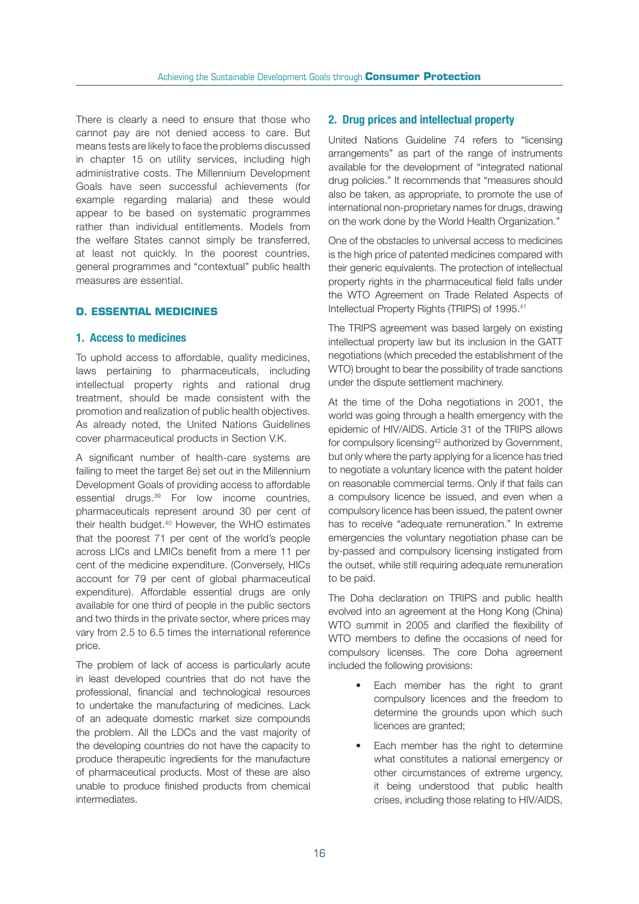There is clearly a need to ensure that those who cannot pay are not denied access to care. But means tests are likely to face the problems discussed in chapter 15 on utility services, including high administrative costs. The Millennium Development Goals have seen successful achievements (for example regarding malaria) and these would appear to be based on systematic programmes rather than individual entitlements. Models from the welfare States cannot simply be transferred, at least not quickly. In the poorest countries, general programmes and "contextual" public health measures are essential.

## D. ESSENTIAL MEDICINES

### 1. Access to medicines

To uphold access to affordable, quality medicines, laws pertaining to pharmaceuticals, including intellectual property rights and rational drug treatment, should be made consistent with the promotion and realization of public health objectives. As already noted, the United Nations Guidelines cover pharmaceutical products in Section V.K.

A significant number of health-care systems are failing to meet the target 8e) set out in the Millennium Development Goals of providing access to affordable essential drugs.[39] For low income countries, pharmaceuticals represent around 30 per cent of their health budget.[40] However, the WHO estimates that the poorest 71 per cent of the world's people across LICs and LMICs benefit from a mere 11 per cent of the medicine expenditure. (Conversely, HICs account for 79 per cent of global pharmaceutical expenditure). Affordable essential drugs are only available for one third of people in the public sectors and two thirds in the private sector, where prices may vary from 2.5 to 6.5 times the international reference price.

The problem of lack of access is particularly acute in least developed countries that do not have the professional, financial and technological resources to undertake the manufacturing of medicines. Lack of an adequate domestic market size compounds the problem. All the LDCs and the vast majority of the developing countries do not have the capacity to produce therapeutic ingredients for the manufacture of pharmaceutical products. Most of these are also unable to produce finished products from chemical intermediates.

### 2. Drug prices and intellectual property

United Nations Guideline 74 refers to "licensing arrangements" as part of the range of instruments available for the development of "integrated national drug policies." It recommends that "measures should also be taken, as appropriate, to promote the use of international non-proprietary names for drugs, drawing on the work done by the World Health Organization."

One of the obstacles to universal access to medicines is the high price of patented medicines compared with their generic equivalents. The protection of intellectual property rights in the pharmaceutical field falls under the WTO Agreement on Trade Related Aspects of Intellectual Property Rights (TRIPS) of 1995.[41]

The TRIPS agreement was based largely on existing intellectual property law but its inclusion in the GATT negotiations (which preceded the establishment of the WTO) brought to bear the possibility of trade sanctions under the dispute settlement machinery.

At the time of the Doha negotiations in 2001, the world was going through a health emergency with the epidemic of HIV/AIDS. Article 31 of the TRIPS allows for compulsory licensing[42] authorized by Government, but only where the party applying for a licence has tried to negotiate a voluntary licence with the patent holder on reasonable commercial terms. Only if that fails can a compulsory licence be issued, and even when a compulsory licence has been issued, the patent owner has to receive "adequate remuneration." In extreme emergencies the voluntary negotiation phase can be by-passed and compulsory licensing instigated from the outset, while still requiring adequate remuneration to be paid.

The Doha declaration on TRIPS and public health evolved into an agreement at the Hong Kong (China) WTO summit in 2005 and clarified the flexibility of WTO members to define the occasions of need for compulsory licenses. The core Doha agreement included the following provisions:

- Each member has the right to grant compulsory licences and the freedom to determine the grounds upon which such licences are granted;
- Each member has the right to determine what constitutes a national emergency or other circumstances of extreme urgency, it being understood that public health crises, including those relating to HIV/AIDS,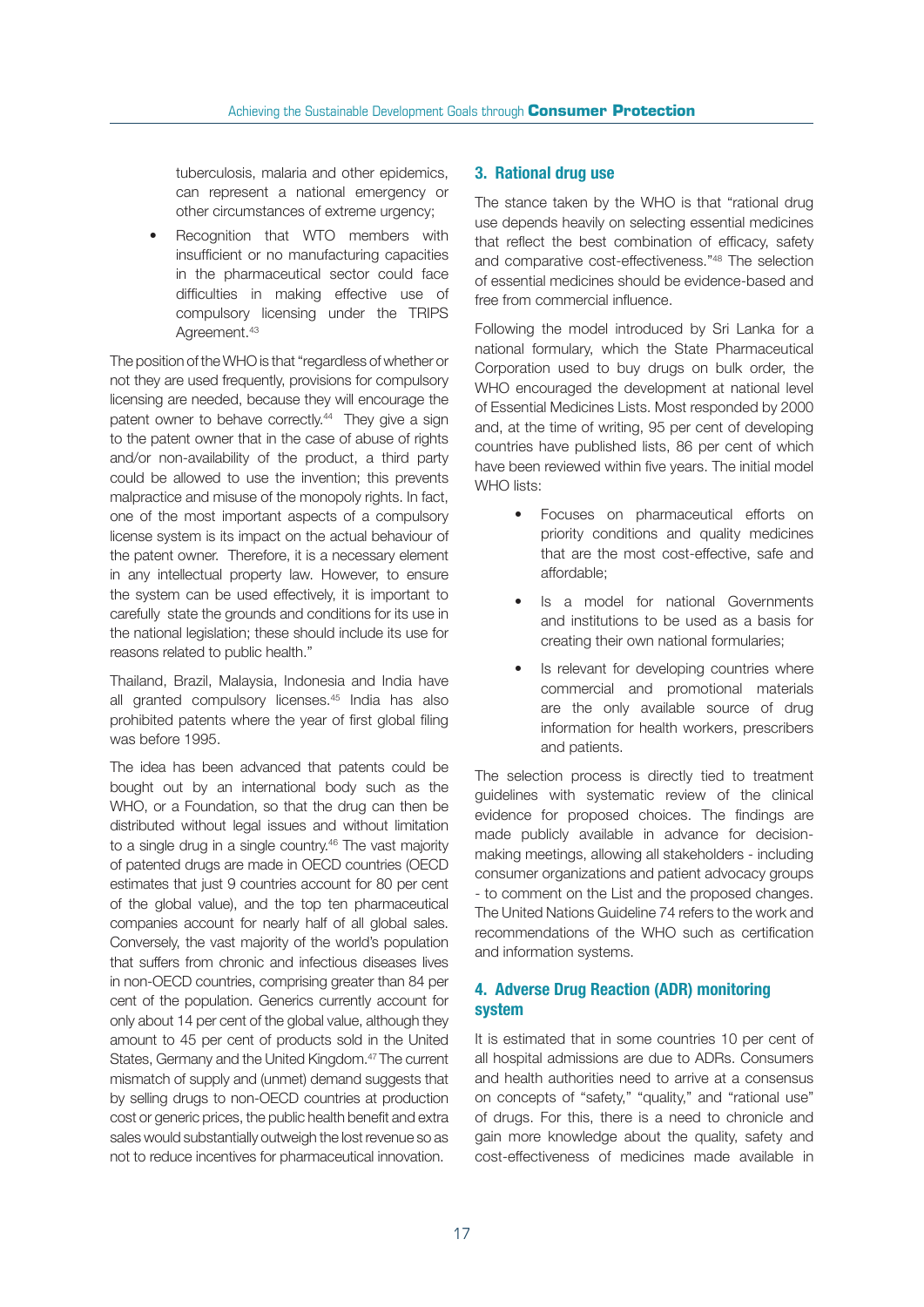tuberculosis, malaria and other epidemics, can represent a national emergency or other circumstances of extreme urgency;

- Recognition that WTO members with insufficient or no manufacturing capacities in the pharmaceutical sector could face difficulties in making effective use of compulsory licensing under the TRIPS Agreement.[43]

The position of the WHO is that "regardless of whether or not they are used frequently, provisions for compulsory licensing are needed, because they will encourage the patent owner to behave correctly.[44] They give a sign to the patent owner that in the case of abuse of rights and/or non-availability of the product, a third party could be allowed to use the invention; this prevents malpractice and misuse of the monopoly rights. In fact, one of the most important aspects of a compulsory license system is its impact on the actual behaviour of the patent owner. Therefore, it is a necessary element in any intellectual property law. However, to ensure the system can be used effectively, it is important to carefully state the grounds and conditions for its use in the national legislation; these should include its use for reasons related to public health."

Thailand, Brazil, Malaysia, Indonesia and India have all granted compulsory licenses.[45] India has also prohibited patents where the year of first global filing was before 1995.

The idea has been advanced that patents could be bought out by an international body such as the WHO, or a Foundation, so that the drug can then be distributed without legal issues and without limitation to a single drug in a single country.[46] The vast majority of patented drugs are made in OECD countries (OECD estimates that just 9 countries account for 80 per cent of the global value), and the top ten pharmaceutical companies account for nearly half of all global sales. Conversely, the vast majority of the world's population that suffers from chronic and infectious diseases lives in non-OECD countries, comprising greater than 84 per cent of the population. Generics currently account for only about 14 per cent of the global value, although they amount to 45 per cent of products sold in the United States, Germany and the United Kingdom.[47] The current mismatch of supply and (unmet) demand suggests that by selling drugs to non-OECD countries at production cost or generic prices, the public health benefit and extra sales would substantially outweigh the lost revenue so as not to reduce incentives for pharmaceutical innovation.

## 3. Rational drug use

The stance taken by the WHO is that "rational drug use depends heavily on selecting essential medicines that reflect the best combination of efficacy, safety and comparative cost-effectiveness."[48] The selection of essential medicines should be evidence-based and free from commercial influence.

Following the model introduced by Sri Lanka for a national formulary, which the State Pharmaceutical Corporation used to buy drugs on bulk order, the WHO encouraged the development at national level of Essential Medicines Lists. Most responded by 2000 and, at the time of writing, 95 per cent of developing countries have published lists, 86 per cent of which have been reviewed within five years. The initial model WHO lists:

- Focuses on pharmaceutical efforts on priority conditions and quality medicines that are the most cost-effective, safe and affordable;
- Is a model for national Governments and institutions to be used as a basis for creating their own national formularies;
- Is relevant for developing countries where commercial and promotional materials are the only available source of drug information for health workers, prescribers and patients.

The selection process is directly tied to treatment guidelines with systematic review of the clinical evidence for proposed choices. The findings are made publicly available in advance for decision-making meetings, allowing all stakeholders - including consumer organizations and patient advocacy groups - to comment on the List and the proposed changes. The United Nations Guideline 74 refers to the work and recommendations of the WHO such as certification and information systems.

## 4. Adverse Drug Reaction (ADR) monitoring system

It is estimated that in some countries 10 per cent of all hospital admissions are due to ADRs. Consumers and health authorities need to arrive at a consensus on concepts of "safety," "quality," and "rational use" of drugs. For this, there is a need to chronicle and gain more knowledge about the quality, safety and cost-effectiveness of medicines made available in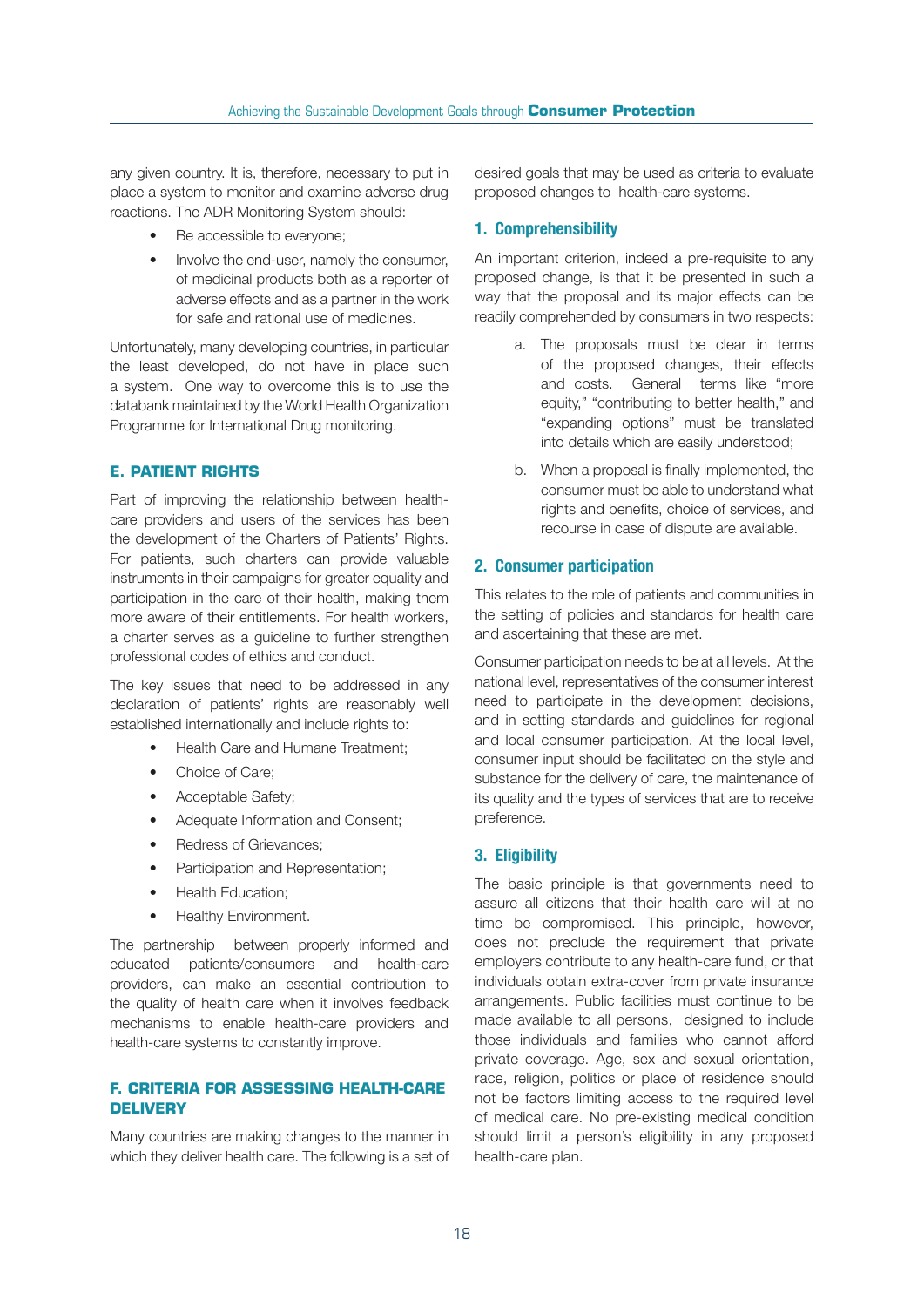any given country. It is, therefore, necessary to put in place a system to monitor and examine adverse drug reactions. The ADR Monitoring System should:

- Be accessible to everyone;
- Involve the end-user, namely the consumer, of medicinal products both as a reporter of adverse effects and as a partner in the work for safe and rational use of medicines.

Unfortunately, many developing countries, in particular the least developed, do not have in place such a system. One way to overcome this is to use the databank maintained by the World Health Organization Programme for International Drug monitoring.

## E. PATIENT RIGHTS

Part of improving the relationship between health-care providers and users of the services has been the development of the Charters of Patients' Rights. For patients, such charters can provide valuable instruments in their campaigns for greater equality and participation in the care of their health, making them more aware of their entitlements. For health workers, a charter serves as a guideline to further strengthen professional codes of ethics and conduct.

The key issues that need to be addressed in any declaration of patients' rights are reasonably well established internationally and include rights to:

- Health Care and Humane Treatment;
- Choice of Care;
- Acceptable Safety;
- Adequate Information and Consent;
- Redress of Grievances;
- Participation and Representation;
- Health Education;
- Healthy Environment.

The partnership between properly informed and educated patients/consumers and health-care providers, can make an essential contribution to the quality of health care when it involves feedback mechanisms to enable health-care providers and health-care systems to constantly improve.

## F. CRITERIA FOR ASSESSING HEALTH-CARE DELIVERY

Many countries are making changes to the manner in which they deliver health care. The following is a set of desired goals that may be used as criteria to evaluate proposed changes to health-care systems.

### 1. Comprehensibility

An important criterion, indeed a pre-requisite to any proposed change, is that it be presented in such a way that the proposal and its major effects can be readily comprehended by consumers in two respects:

a. The proposals must be clear in terms of the proposed changes, their effects and costs. General terms like "more equity," "contributing to better health," and "expanding options" must be translated into details which are easily understood;

b. When a proposal is finally implemented, the consumer must be able to understand what rights and benefits, choice of services, and recourse in case of dispute are available.

### 2. Consumer participation

This relates to the role of patients and communities in the setting of policies and standards for health care and ascertaining that these are met.

Consumer participation needs to be at all levels. At the national level, representatives of the consumer interest need to participate in the development decisions, and in setting standards and guidelines for regional and local consumer participation. At the local level, consumer input should be facilitated on the style and substance for the delivery of care, the maintenance of its quality and the types of services that are to receive preference.

### 3. Eligibility

The basic principle is that governments need to assure all citizens that their health care will at no time be compromised. This principle, however, does not preclude the requirement that private employers contribute to any health-care fund, or that individuals obtain extra-cover from private insurance arrangements. Public facilities must continue to be made available to all persons, designed to include those individuals and families who cannot afford private coverage. Age, sex and sexual orientation, race, religion, politics or place of residence should not be factors limiting access to the required level of medical care. No pre-existing medical condition should limit a person's eligibility in any proposed health-care plan.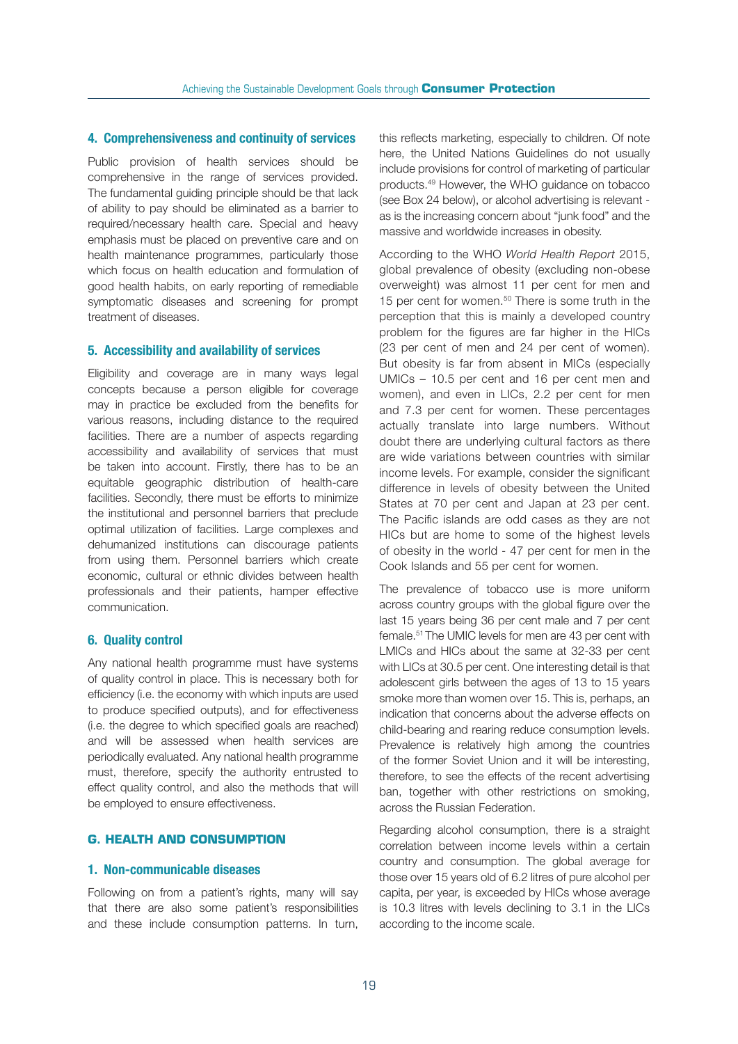### 4. Comprehensiveness and continuity of services

Public provision of health services should be comprehensive in the range of services provided. The fundamental guiding principle should be that lack of ability to pay should be eliminated as a barrier to required/necessary health care. Special and heavy emphasis must be placed on preventive care and on health maintenance programmes, particularly those which focus on health education and formulation of good health habits, on early reporting of remediable symptomatic diseases and screening for prompt treatment of diseases.

### 5. Accessibility and availability of services

Eligibility and coverage are in many ways legal concepts because a person eligible for coverage may in practice be excluded from the benefits for various reasons, including distance to the required facilities. There are a number of aspects regarding accessibility and availability of services that must be taken into account. Firstly, there has to be an equitable geographic distribution of health-care facilities. Secondly, there must be efforts to minimize the institutional and personnel barriers that preclude optimal utilization of facilities. Large complexes and dehumanized institutions can discourage patients from using them. Personnel barriers which create economic, cultural or ethnic divides between health professionals and their patients, hamper effective communication.

### 6. Quality control

Any national health programme must have systems of quality control in place. This is necessary both for efficiency (i.e. the economy with which inputs are used to produce specified outputs), and for effectiveness (i.e. the degree to which specified goals are reached) and will be assessed when health services are periodically evaluated. Any national health programme must, therefore, specify the authority entrusted to effect quality control, and also the methods that will be employed to ensure effectiveness.

## G. HEALTH AND CONSUMPTION

### 1. Non-communicable diseases

Following on from a patient's rights, many will say that there are also some patient's responsibilities and these include consumption patterns. In turn, this reflects marketing, especially to children. Of note here, the United Nations Guidelines do not usually include provisions for control of marketing of particular products.[49] However, the WHO guidance on tobacco (see Box 24 below), or alcohol advertising is relevant - as is the increasing concern about "junk food" and the massive and worldwide increases in obesity.

According to the WHO *World Health Report* 2015, global prevalence of obesity (excluding non-obese overweight) was almost 11 per cent for men and 15 per cent for women.[50] There is some truth in the perception that this is mainly a developed country problem for the figures are far higher in the HICs (23 per cent of men and 24 per cent of women). But obesity is far from absent in MICs (especially UMICs – 10.5 per cent and 16 per cent men and women), and even in LICs, 2.2 per cent for men and 7.3 per cent for women. These percentages actually translate into large numbers. Without doubt there are underlying cultural factors as there are wide variations between countries with similar income levels. For example, consider the significant difference in levels of obesity between the United States at 70 per cent and Japan at 23 per cent. The Pacific islands are odd cases as they are not HICs but are home to some of the highest levels of obesity in the world - 47 per cent for men in the Cook Islands and 55 per cent for women.

The prevalence of tobacco use is more uniform across country groups with the global figure over the last 15 years being 36 per cent male and 7 per cent female.[51] The UMIC levels for men are 43 per cent with LMICs and HICs about the same at 32-33 per cent with LICs at 30.5 per cent. One interesting detail is that adolescent girls between the ages of 13 to 15 years smoke more than women over 15. This is, perhaps, an indication that concerns about the adverse effects on child-bearing and rearing reduce consumption levels. Prevalence is relatively high among the countries of the former Soviet Union and it will be interesting, therefore, to see the effects of the recent advertising ban, together with other restrictions on smoking, across the Russian Federation.

Regarding alcohol consumption, there is a straight correlation between income levels within a certain country and consumption. The global average for those over 15 years old of 6.2 litres of pure alcohol per capita, per year, is exceeded by HICs whose average is 10.3 litres with levels declining to 3.1 in the LICs according to the income scale.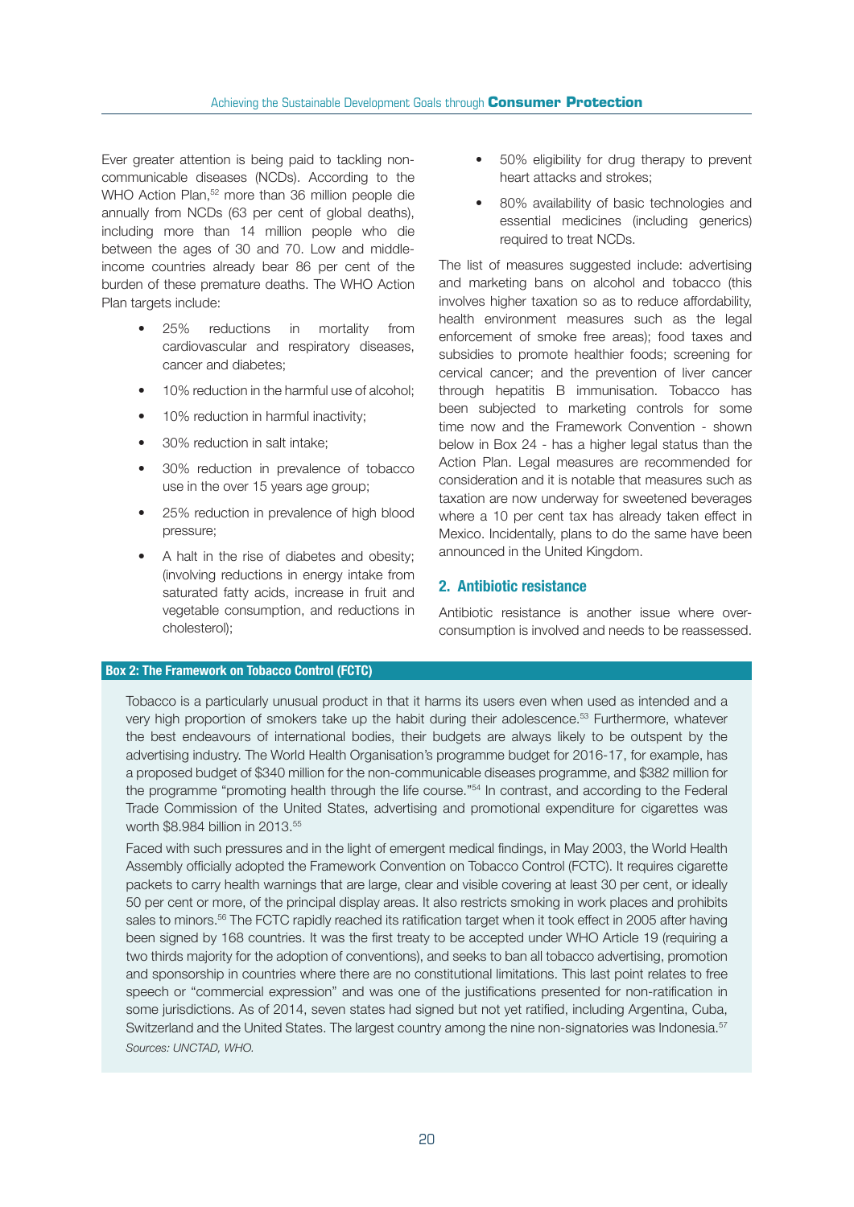Ever greater attention is being paid to tackling non-communicable diseases (NCDs). According to the WHO Action Plan,[52] more than 36 million people die annually from NCDs (63 per cent of global deaths), including more than 14 million people who die between the ages of 30 and 70. Low and middle-income countries already bear 86 per cent of the burden of these premature deaths. The WHO Action Plan targets include:

- 25% reductions in mortality from cardiovascular and respiratory diseases, cancer and diabetes;
- 10% reduction in the harmful use of alcohol;
- 10% reduction in harmful inactivity;
- 30% reduction in salt intake;
- 30% reduction in prevalence of tobacco use in the over 15 years age group;
- 25% reduction in prevalence of high blood pressure;
- A halt in the rise of diabetes and obesity; (involving reductions in energy intake from saturated fatty acids, increase in fruit and vegetable consumption, and reductions in cholesterol);
- 50% eligibility for drug therapy to prevent heart attacks and strokes;
- 80% availability of basic technologies and essential medicines (including generics) required to treat NCDs.

The list of measures suggested include: advertising and marketing bans on alcohol and tobacco (this involves higher taxation so as to reduce affordability, health environment measures such as the legal enforcement of smoke free areas); food taxes and subsidies to promote healthier foods; screening for cervical cancer; and the prevention of liver cancer through hepatitis B immunisation. Tobacco has been subjected to marketing controls for some time now and the Framework Convention - shown below in Box 24 - has a higher legal status than the Action Plan. Legal measures are recommended for consideration and it is notable that measures such as taxation are now underway for sweetened beverages where a 10 per cent tax has already taken effect in Mexico. Incidentally, plans to do the same have been announced in the United Kingdom.

## 2. Antibiotic resistance

Antibiotic resistance is another issue where over-consumption is involved and needs to be reassessed.

**Box 2: The Framework on Tobacco Control (FCTC)**

Tobacco is a particularly unusual product in that it harms its users even when used as intended and a very high proportion of smokers take up the habit during their adolescence.[53] Furthermore, whatever the best endeavours of international bodies, their budgets are always likely to be outspent by the advertising industry. The World Health Organisation's programme budget for 2016-17, for example, has a proposed budget of $340 million for the non-communicable diseases programme, and $382 million for the programme "promoting health through the life course."[54] In contrast, and according to the Federal Trade Commission of the United States, advertising and promotional expenditure for cigarettes was worth $8.984 billion in 2013.[55]

Faced with such pressures and in the light of emergent medical findings, in May 2003, the World Health Assembly officially adopted the Framework Convention on Tobacco Control (FCTC). It requires cigarette packets to carry health warnings that are large, clear and visible covering at least 30 per cent, or ideally 50 per cent or more, of the principal display areas. It also restricts smoking in work places and prohibits sales to minors.[56] The FCTC rapidly reached its ratification target when it took effect in 2005 after having been signed by 168 countries. It was the first treaty to be accepted under WHO Article 19 (requiring a two thirds majority for the adoption of conventions), and seeks to ban all tobacco advertising, promotion and sponsorship in countries where there are no constitutional limitations. This last point relates to free speech or "commercial expression" and was one of the justifications presented for non-ratification in some jurisdictions. As of 2014, seven states had signed but not yet ratified, including Argentina, Cuba, Switzerland and the United States. The largest country among the nine non-signatories was Indonesia.[57]

*Sources: UNCTAD, WHO.*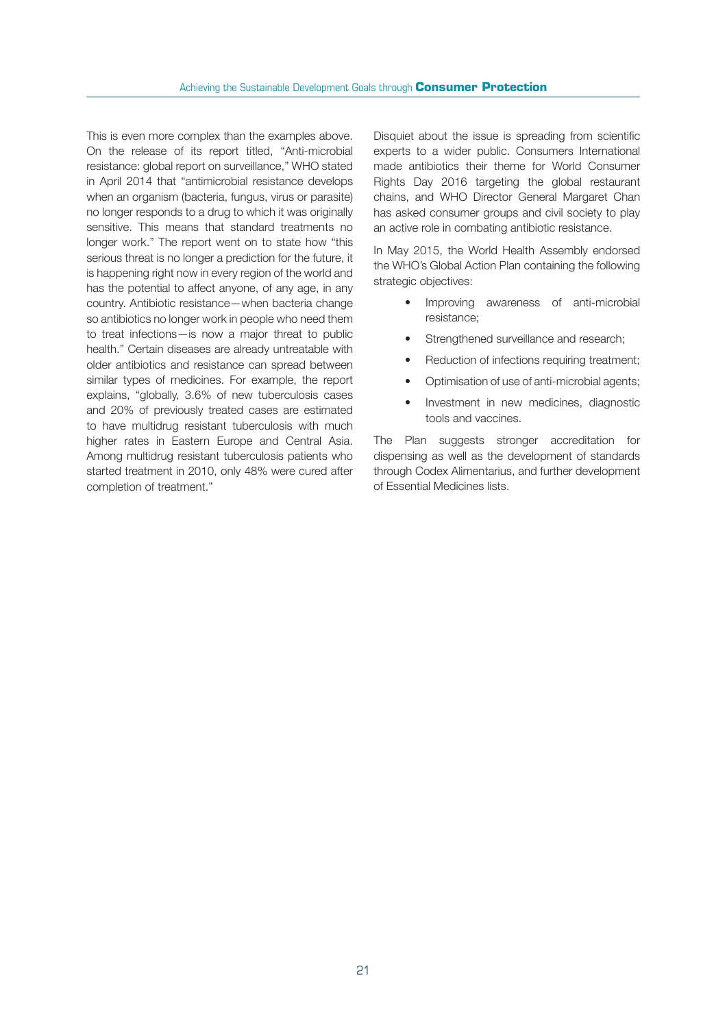This is even more complex than the examples above. On the release of its report titled, "Anti-microbial resistance: global report on surveillance," WHO stated in April 2014 that "antimicrobial resistance develops when an organism (bacteria, fungus, virus or parasite) no longer responds to a drug to which it was originally sensitive. This means that standard treatments no longer work." The report went on to state how "this serious threat is no longer a prediction for the future, it is happening right now in every region of the world and has the potential to affect anyone, of any age, in any country. Antibiotic resistance—when bacteria change so antibiotics no longer work in people who need them to treat infections—is now a major threat to public health." Certain diseases are already untreatable with older antibiotics and resistance can spread between similar types of medicines. For example, the report explains, "globally, 3.6% of new tuberculosis cases and 20% of previously treated cases are estimated to have multidrug resistant tuberculosis with much higher rates in Eastern Europe and Central Asia. Among multidrug resistant tuberculosis patients who started treatment in 2010, only 48% were cured after completion of treatment."

Disquiet about the issue is spreading from scientific experts to a wider public. Consumers International made antibiotics their theme for World Consumer Rights Day 2016 targeting the global restaurant chains, and WHO Director General Margaret Chan has asked consumer groups and civil society to play an active role in combating antibiotic resistance.

In May 2015, the World Health Assembly endorsed the WHO's Global Action Plan containing the following strategic objectives:

- Improving awareness of anti-microbial resistance;
- Strengthened surveillance and research;
- Reduction of infections requiring treatment;
- Optimisation of use of anti-microbial agents;
- Investment in new medicines, diagnostic tools and vaccines.

The Plan suggests stronger accreditation for dispensing as well as the development of standards through Codex Alimentarius, and further development of Essential Medicines lists.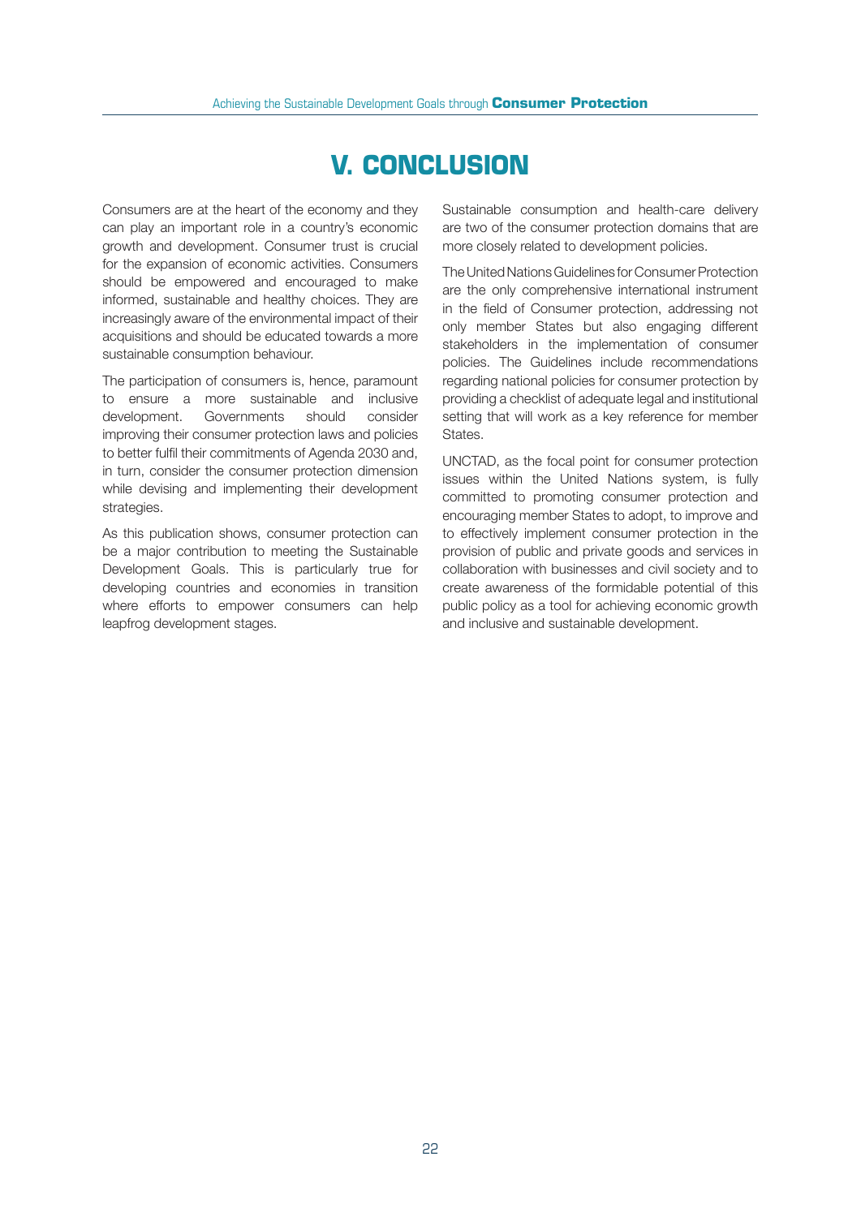# V. CONCLUSION

Consumers are at the heart of the economy and they can play an important role in a country's economic growth and development. Consumer trust is crucial for the expansion of economic activities. Consumers should be empowered and encouraged to make informed, sustainable and healthy choices. They are increasingly aware of the environmental impact of their acquisitions and should be educated towards a more sustainable consumption behaviour.

The participation of consumers is, hence, paramount to ensure a more sustainable and inclusive development. Governments should consider improving their consumer protection laws and policies to better fulfil their commitments of Agenda 2030 and, in turn, consider the consumer protection dimension while devising and implementing their development strategies.

As this publication shows, consumer protection can be a major contribution to meeting the Sustainable Development Goals. This is particularly true for developing countries and economies in transition where efforts to empower consumers can help leapfrog development stages.

Sustainable consumption and health-care delivery are two of the consumer protection domains that are more closely related to development policies.

The United Nations Guidelines for Consumer Protection are the only comprehensive international instrument in the field of Consumer protection, addressing not only member States but also engaging different stakeholders in the implementation of consumer policies. The Guidelines include recommendations regarding national policies for consumer protection by providing a checklist of adequate legal and institutional setting that will work as a key reference for member States.

UNCTAD, as the focal point for consumer protection issues within the United Nations system, is fully committed to promoting consumer protection and encouraging member States to adopt, to improve and to effectively implement consumer protection in the provision of public and private goods and services in collaboration with businesses and civil society and to create awareness of the formidable potential of this public policy as a tool for achieving economic growth and inclusive and sustainable development.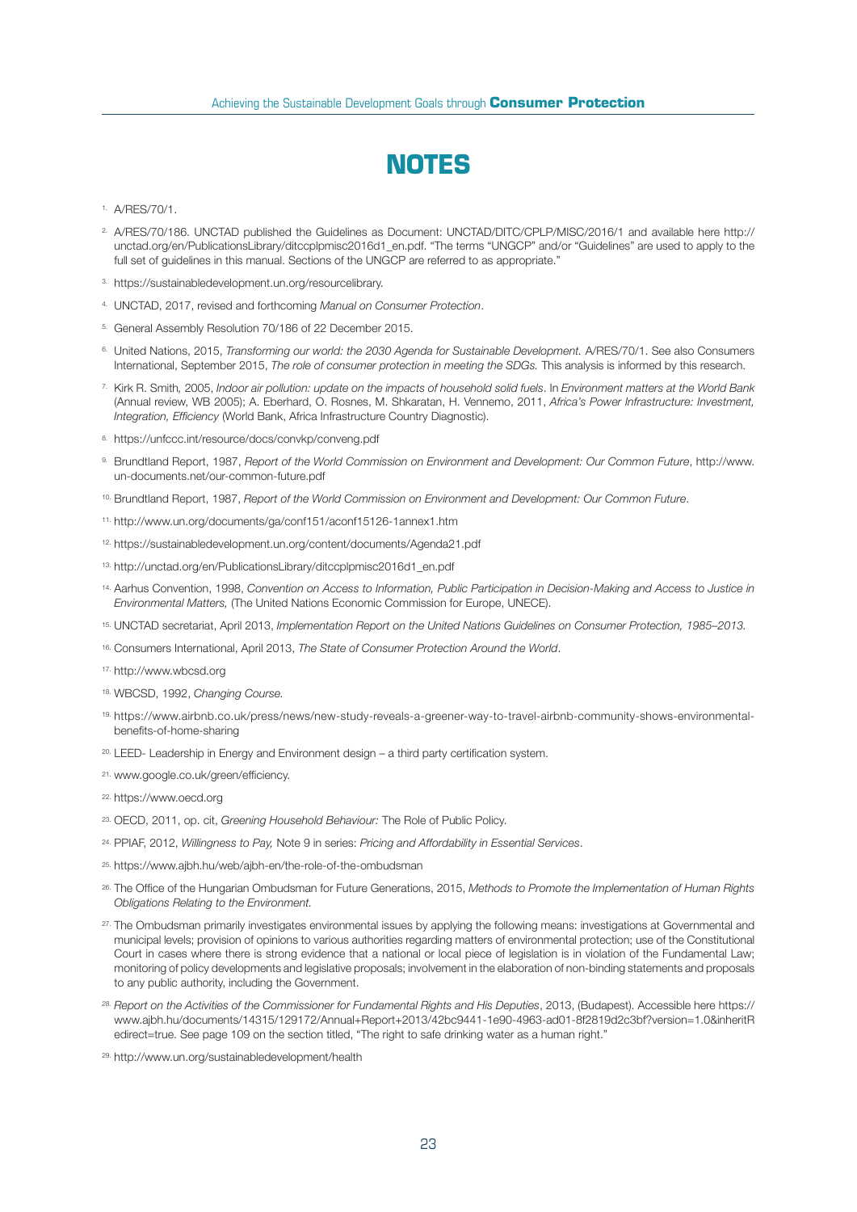# NOTES

1. A/RES/70/1.
2. A/RES/70/186. UNCTAD published the Guidelines as Document: UNCTAD/DITC/CPLP/MISC/2016/1 and available here http://unctad.org/en/PublicationsLibrary/ditccplpmisc2016d1_en.pdf. "The terms "UNGCP" and/or "Guidelines" are used to apply to the full set of guidelines in this manual. Sections of the UNGCP are referred to as appropriate."
3. https://sustainabledevelopment.un.org/resourcelibrary.
4. UNCTAD, 2017, revised and forthcoming *Manual on Consumer Protection*.
5. General Assembly Resolution 70/186 of 22 December 2015.
6. United Nations, 2015, *Transforming our world: the 2030 Agenda for Sustainable Development.* A/RES/70/1. See also Consumers International, September 2015, *The role of consumer protection in meeting the SDGs.* This analysis is informed by this research.
7. Kirk R. Smith, 2005, *Indoor air pollution: update on the impacts of household solid fuels*. In *Environment matters at the World Bank* (Annual review, WB 2005); A. Eberhard, O. Rosnes, M. Shkaratan, H. Vennemo, 2011, *Africa's Power Infrastructure: Investment, Integration, Efficiency* (World Bank, Africa Infrastructure Country Diagnostic).
8. https://unfccc.int/resource/docs/convkp/conveng.pdf
9. Brundtland Report, 1987, *Report of the World Commission on Environment and Development: Our Common Future*, http://www.un-documents.net/our-common-future.pdf
10. Brundtland Report, 1987, *Report of the World Commission on Environment and Development: Our Common Future*.
11. http://www.un.org/documents/ga/conf151/aconf15126-1annex1.htm
12. https://sustainabledevelopment.un.org/content/documents/Agenda21.pdf
13. http://unctad.org/en/PublicationsLibrary/ditccplpmisc2016d1_en.pdf
14. Aarhus Convention, 1998, *Convention on Access to Information, Public Participation in Decision-Making and Access to Justice in Environmental Matters,* (The United Nations Economic Commission for Europe, UNECE).
15. UNCTAD secretariat, April 2013, *Implementation Report on the United Nations Guidelines on Consumer Protection, 1985–2013.*
16. Consumers International, April 2013, *The State of Consumer Protection Around the World*.
17. http://www.wbcsd.org
18. WBCSD, 1992, *Changing Course.*
19. https://www.airbnb.co.uk/press/news/new-study-reveals-a-greener-way-to-travel-airbnb-community-shows-environmental-benefits-of-home-sharing
20. LEED- Leadership in Energy and Environment design – a third party certification system.
21. www.google.co.uk/green/efficiency.
22. https://www.oecd.org
23. OECD, 2011, op. cit, *Greening Household Behaviour:* The Role of Public Policy.
24. PPIAF, 2012, *Willingness to Pay,* Note 9 in series: *Pricing and Affordability in Essential Services*.
25. https://www.ajbh.hu/web/ajbh-en/the-role-of-the-ombudsman
26. The Office of the Hungarian Ombudsman for Future Generations, 2015, *Methods to Promote the Implementation of Human Rights Obligations Relating to the Environment.*
27. The Ombudsman primarily investigates environmental issues by applying the following means: investigations at Governmental and municipal levels; provision of opinions to various authorities regarding matters of environmental protection; use of the Constitutional Court in cases where there is strong evidence that a national or local piece of legislation is in violation of the Fundamental Law; monitoring of policy developments and legislative proposals; involvement in the elaboration of non-binding statements and proposals to any public authority, including the Government.
28. *Report on the Activities of the Commissioner for Fundamental Rights and His Deputies*, 2013, (Budapest). Accessible here https://www.ajbh.hu/documents/14315/129172/Annual+Report+2013/42bc9441-1e90-4963-ad01-8f2819d2c3bf?version=1.0&inheritRedirect=true. See page 109 on the section titled, "The right to safe drinking water as a human right."
29. http://www.un.org/sustainabledevelopment/health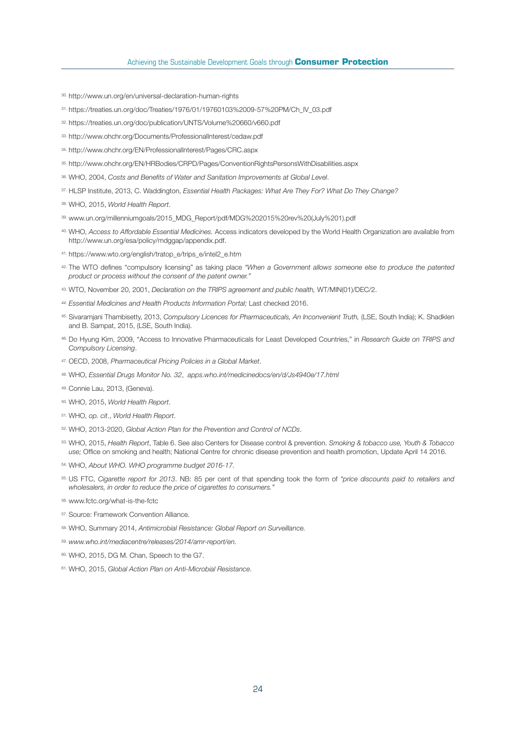30. http://www.un.org/en/universal-declaration-human-rights

31. https://treaties.un.org/doc/Treaties/1976/01/19760103%2009-57%20PM/Ch_IV_03.pdf

32. https://treaties.un.org/doc/publication/UNTS/Volume%20660/v660.pdf

33. http://www.ohchr.org/Documents/ProfessionalInterest/cedaw.pdf

34. http://www.ohchr.org/EN/ProfessionalInterest/Pages/CRC.aspx

35. http://www.ohchr.org/EN/HRBodies/CRPD/Pages/ConventionRightsPersonsWithDisabilities.aspx

36. WHO, 2004, *Costs and Benefits of Water and Sanitation Improvements at Global Level*.

37. HLSP Institute, 2013, C. Waddington, *Essential Health Packages: What Are They For? What Do They Change?*

38. WHO, 2015, *World Health Report*.

39. www.un.org/millenniumgoals/2015_MDG_Report/pdf/MDG%202015%20rev%20(July%201).pdf

40. WHO, *Access to Affordable Essential Medicines.* Access indicators developed by the World Health Organization are available from http://www.un.org/esa/policy/mdggap/appendix.pdf.

41. https://www.wto.org/english/tratop_e/trips_e/intel2_e.htm

42. The WTO defines "compulsory licensing" as taking place *"When a Government allows someone else to produce the patented product or process without the consent of the patent owner."*

43. WTO, November 20, 2001, *Declaration on the TRIPS agreement and public health,* WT/MIN(01)/DEC/2.

44. *Essential Medicines and Health Products Information Portal;* Last checked 2016.

45. Sivaramjani Thambisetty, 2013, *Compulsory Licences for Pharmaceuticals, An Inconvenient Truth,* (LSE, South India); K. Shadklen and B. Sampat, 2015, (LSE, South India).

46. Do Hyung Kim, 2009, "Access to Innovative Pharmaceuticals for Least Developed Countries," in *Research Guide on TRIPS and Compulsory Licensing*.

47. OECD, 2008, *Pharmaceutical Pricing Policies in a Global Market*.

48. WHO, *Essential Drugs Monitor No. 32*, *apps.who.int/medicinedocs/en/d/Js4940e/17.html*

49. Connie Lau, 2013, (Geneva).

50. WHO, 2015, *World Health Report*.

51. WHO, *op. cit.*, *World Health Report*.

52. WHO, 2013-2020, *Global Action Plan for the Prevention and Control of NCDs*.

53. WHO, 2015, *Health Report*, Table 6. See also Centers for Disease control & prevention. *Smoking & tobacco use, Youth & Tobacco use;* Office on smoking and health; National Centre for chronic disease prevention and health promotion, Update April 14 2016.

54. WHO, *About WHO. WHO programme budget 2016-17.*

55. US FTC, *Cigarette report for 2013*. NB: 85 per cent of that spending took the form of *"price discounts paid to retailers and wholesalers, in order to reduce the price of cigarettes to consumers."*

56. www.fctc.org/what-is-the-fctc

57. Source: Framework Convention Alliance.

58. WHO, Summary 2014, *Antimicrobial Resistance: Global Report on Surveillance.*

59. *www.who.int/mediacentre/releases/2014/amr-report/en.*

60. WHO, 2015, DG M. Chan, Speech to the G7.

61. WHO, 2015, *Global Action Plan on Anti-Microbial Resistance*.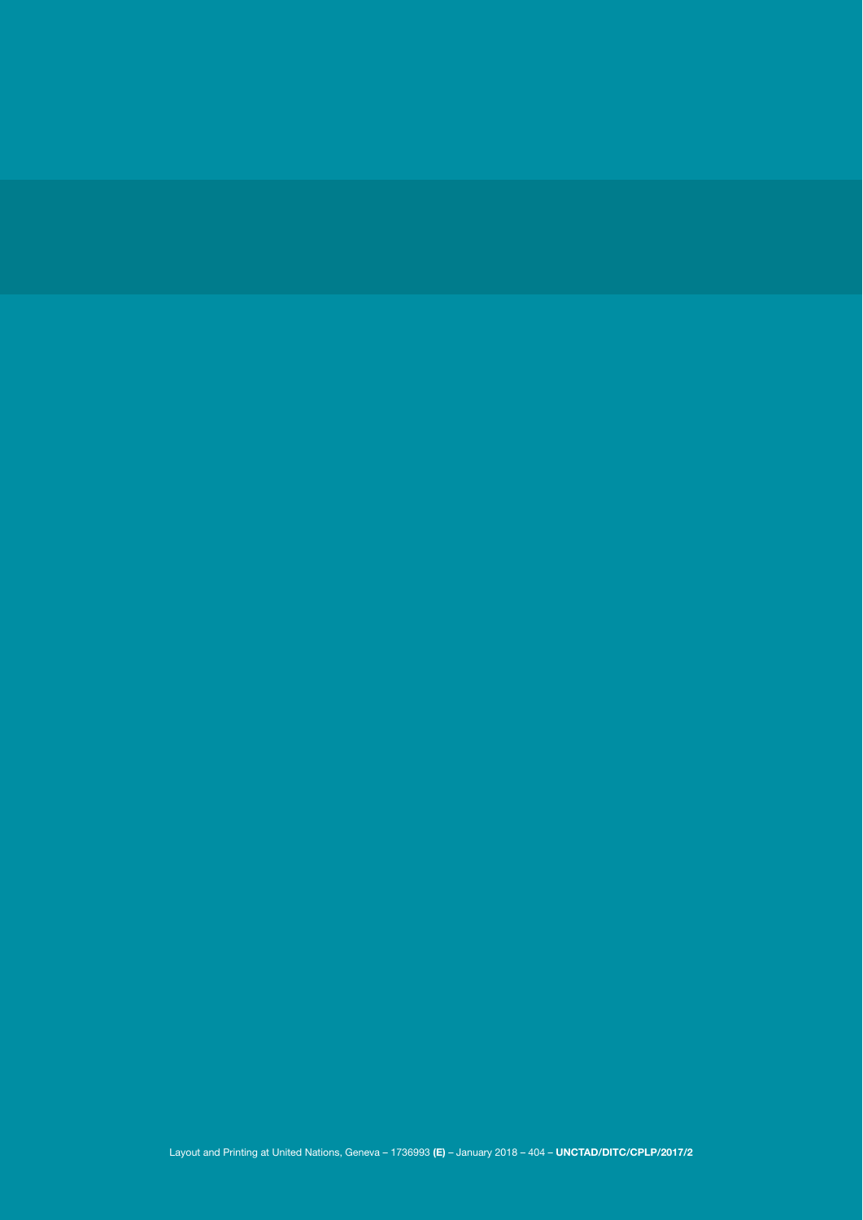Layout and Printing at United Nations, Geneva – 1736993 **(E)** – January 2018 – 404 – **UNCTAD/DITC/CPLP/2017/2**